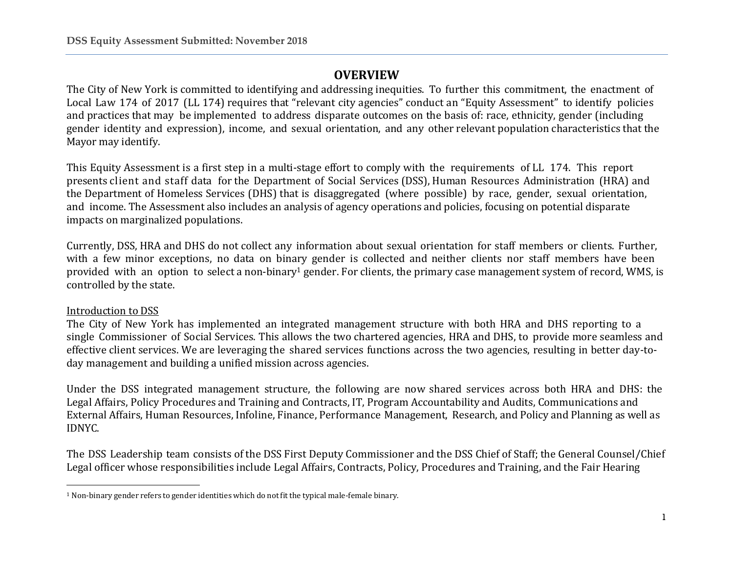## OVERVIEW

The City of New York is committed to identifying and addressing inequities. To further this commitment, the enactment of Local Law 174 of 2017 (LL 174) requires that "relevant city agencies" conduct an "Equity Assessment" to identify policies and practices that may be implemented to address disparate outcomes on the basis of: race, ethnicity, gender (including gender identity and expression), income, and sexual orientation, and any other relevant population characteristics that the Mayor may identify.

This Equity Assessment is a first step in a multi-stage effort to comply with the requirements of LL 174. This report presents client and staff data for the Department of Social Services (DSS), Human Resources Administration (HRA) and the Department of Homeless Services (DHS) that is disaggregated (where possible) by race, gender, sexual orientation, and income. The Assessment also includes an analysis of agency operations and policies, focusing on potential disparate impacts on marginalized populations.

Currently, DSS, HRA and DHS do not collect any information about sexual orientation for staff members or clients. Further, with a few minor exceptions, no data on binary gender is collected and neither clients nor staff members have been provided with an option to select a non-binary[1] gender. For clients, the primary case management system of record, WMS, is controlled by the state.

Introduction to DSS

The City of New York has implemented an integrated management structure with both HRA and DHS reporting to a single Commissioner of Social Services. This allows the two chartered agencies, HRA and DHS, to provide more seamless and effective client services. We are leveraging the shared services functions across the two agencies, resulting in better day-to-day management and building a unified mission across agencies.

Under the DSS integrated management structure, the following are now shared services across both HRA and DHS: the Legal Affairs, Policy Procedures and Training and Contracts, IT, Program Accountability and Audits, Communications and External Affairs, Human Resources, Infoline, Finance, Performance Management, Research, and Policy and Planning as well as IDNYC.

The DSS Leadership team consists of the DSS First Deputy Commissioner and the DSS Chief of Staff; the General Counsel/Chief Legal officer whose responsibilities include Legal Affairs, Contracts, Policy, Procedures and Training, and the Fair Hearing

[1] Non-binary gender refers to gender identities which do not fit the typical male-female binary.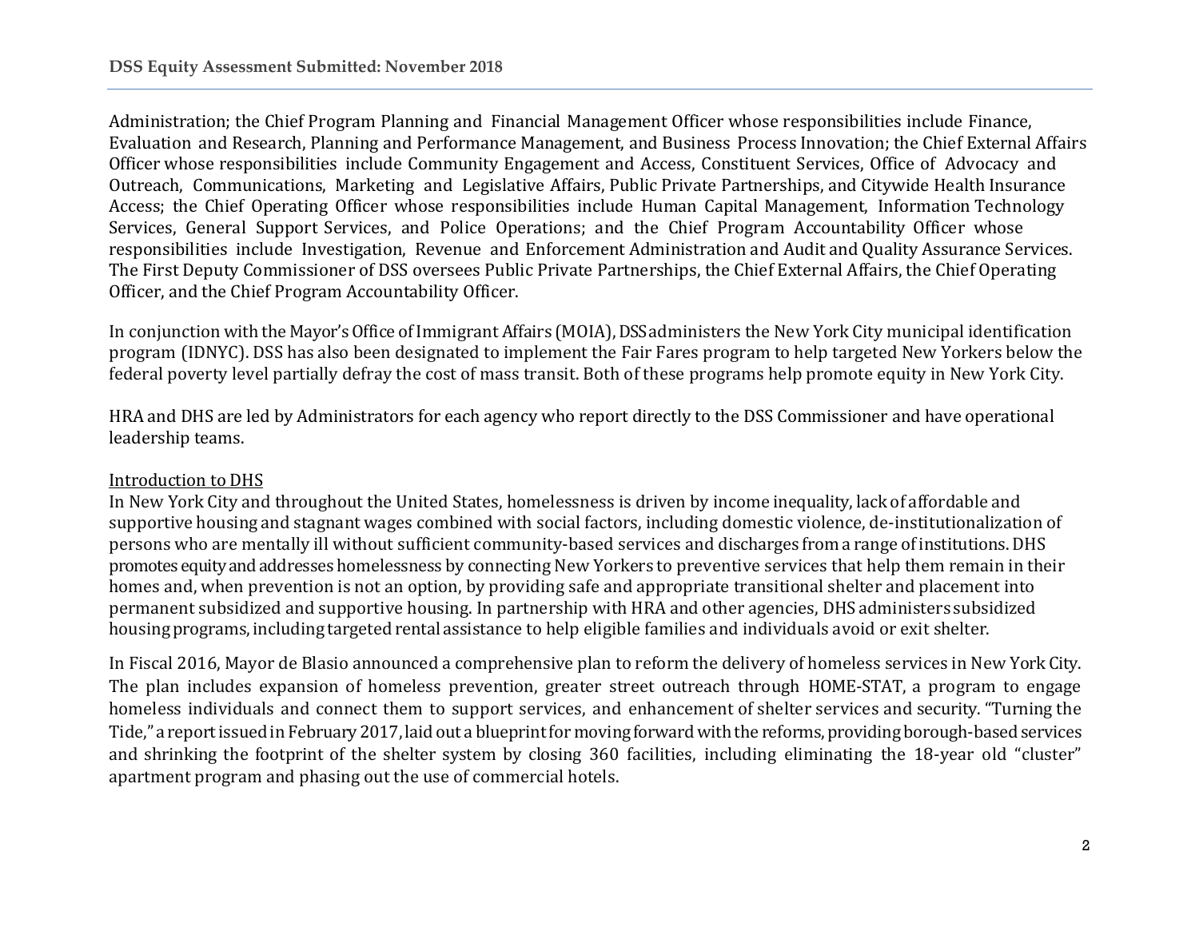Administration; the Chief Program Planning and Financial Management Officer whose responsibilities include Finance, Evaluation and Research, Planning and Performance Management, and Business Process Innovation; the Chief External Affairs Officer whose responsibilities include Community Engagement and Access, Constituent Services, Office of Advocacy and Outreach, Communications, Marketing and Legislative Affairs, Public Private Partnerships, and Citywide Health Insurance Access; the Chief Operating Officer whose responsibilities include Human Capital Management, Information Technology Services, General Support Services, and Police Operations; and the Chief Program Accountability Officer whose responsibilities include Investigation, Revenue and Enforcement Administration and Audit and Quality Assurance Services. The First Deputy Commissioner of DSS oversees Public Private Partnerships, the Chief External Affairs, the Chief Operating Officer, and the Chief Program Accountability Officer.

In conjunction with the Mayor's Office of Immigrant Affairs (MOIA), DSS administers the New York City municipal identification program (IDNYC). DSS has also been designated to implement the Fair Fares program to help targeted New Yorkers below the federal poverty level partially defray the cost of mass transit. Both of these programs help promote equity in New York City.

HRA and DHS are led by Administrators for each agency who report directly to the DSS Commissioner and have operational leadership teams.

Introduction to DHS

In New York City and throughout the United States, homelessness is driven by income inequality, lack of affordable and supportive housing and stagnant wages combined with social factors, including domestic violence, de-institutionalization of persons who are mentally ill without sufficient community-based services and discharges from a range of institutions. DHS promotes equity and addresses homelessness by connecting New Yorkers to preventive services that help them remain in their homes and, when prevention is not an option, by providing safe and appropriate transitional shelter and placement into permanent subsidized and supportive housing. In partnership with HRA and other agencies, DHS administers subsidized housing programs, including targeted rental assistance to help eligible families and individuals avoid or exit shelter.

In Fiscal 2016, Mayor de Blasio announced a comprehensive plan to reform the delivery of homeless services in New York City. The plan includes expansion of homeless prevention, greater street outreach through HOME-STAT, a program to engage homeless individuals and connect them to support services, and enhancement of shelter services and security. "Turning the Tide," a report issued in February 2017, laid out a blueprint for moving forward with the reforms, providing borough-based services and shrinking the footprint of the shelter system by closing 360 facilities, including eliminating the 18-year old "cluster" apartment program and phasing out the use of commercial hotels.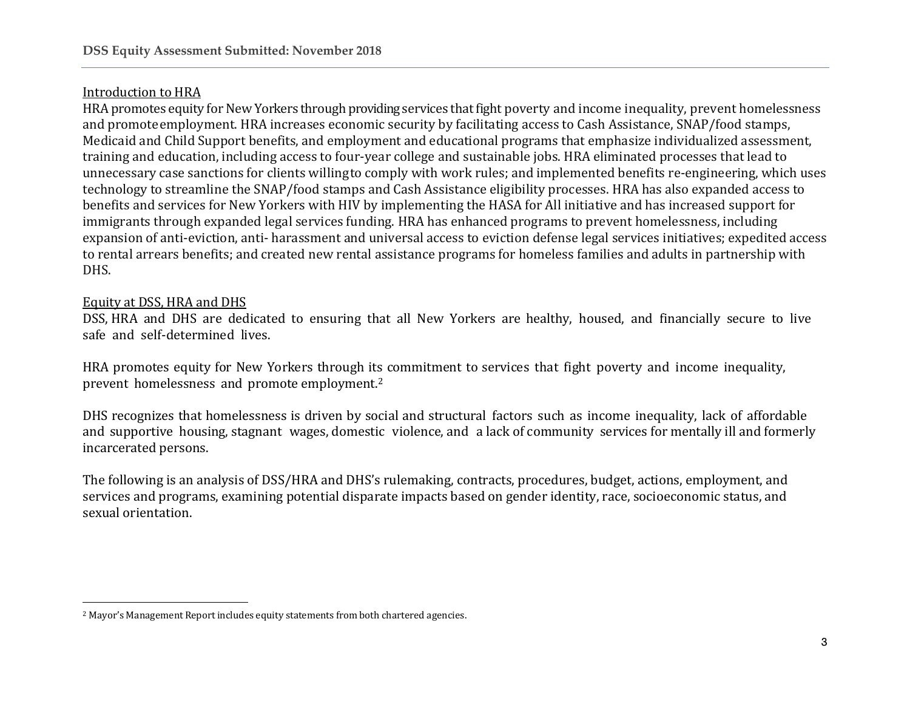Introduction to HRA

HRA promotes equity for New Yorkers through providing services that fight poverty and income inequality, prevent homelessness and promote employment. HRA increases economic security by facilitating access to Cash Assistance, SNAP/food stamps, Medicaid and Child Support benefits, and employment and educational programs that emphasize individualized assessment, training and education, including access to four-year college and sustainable jobs. HRA eliminated processes that lead to unnecessary case sanctions for clients willing to comply with work rules; and implemented benefits re-engineering, which uses technology to streamline the SNAP/food stamps and Cash Assistance eligibility processes. HRA has also expanded access to benefits and services for New Yorkers with HIV by implementing the HASA for All initiative and has increased support for immigrants through expanded legal services funding. HRA has enhanced programs to prevent homelessness, including expansion of anti-eviction, anti- harassment and universal access to eviction defense legal services initiatives; expedited access to rental arrears benefits; and created new rental assistance programs for homeless families and adults in partnership with DHS.

Equity at DSS, HRA and DHS

DSS, HRA and DHS are dedicated to ensuring that all New Yorkers are healthy, housed, and financially secure to live safe and self-determined lives.

HRA promotes equity for New Yorkers through its commitment to services that fight poverty and income inequality, prevent homelessness and promote employment.[2]

DHS recognizes that homelessness is driven by social and structural factors such as income inequality, lack of affordable and supportive housing, stagnant wages, domestic violence, and a lack of community services for mentally ill and formerly incarcerated persons.

The following is an analysis of DSS/HRA and DHS's rulemaking, contracts, procedures, budget, actions, employment, and services and programs, examining potential disparate impacts based on gender identity, race, socioeconomic status, and sexual orientation.

[2] Mayor's Management Report includes equity statements from both chartered agencies.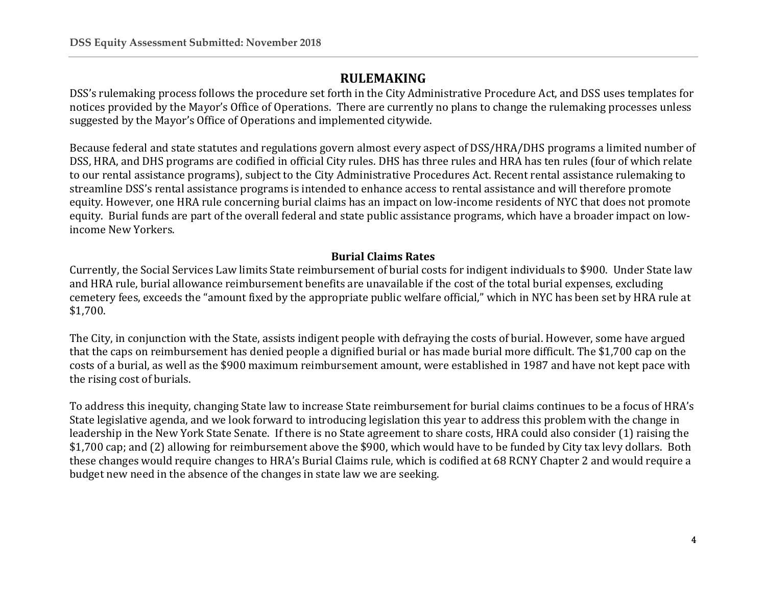## RULEMAKING

DSS's rulemaking process follows the procedure set forth in the City Administrative Procedure Act, and DSS uses templates for notices provided by the Mayor's Office of Operations. There are currently no plans to change the rulemaking processes unless suggested by the Mayor's Office of Operations and implemented citywide.

Because federal and state statutes and regulations govern almost every aspect of DSS/HRA/DHS programs a limited number of DSS, HRA, and DHS programs are codified in official City rules. DHS has three rules and HRA has ten rules (four of which relate to our rental assistance programs), subject to the City Administrative Procedures Act. Recent rental assistance rulemaking to streamline DSS's rental assistance programs is intended to enhance access to rental assistance and will therefore promote equity. However, one HRA rule concerning burial claims has an impact on low-income residents of NYC that does not promote equity. Burial funds are part of the overall federal and state public assistance programs, which have a broader impact on low-income New Yorkers.

### Burial Claims Rates

Currently, the Social Services Law limits State reimbursement of burial costs for indigent individuals to $900. Under State law and HRA rule, burial allowance reimbursement benefits are unavailable if the cost of the total burial expenses, excluding cemetery fees, exceeds the "amount fixed by the appropriate public welfare official," which in NYC has been set by HRA rule at $1,700.

The City, in conjunction with the State, assists indigent people with defraying the costs of burial. However, some have argued that the caps on reimbursement has denied people a dignified burial or has made burial more difficult. The $1,700 cap on the costs of a burial, as well as the $900 maximum reimbursement amount, were established in 1987 and have not kept pace with the rising cost of burials.

To address this inequity, changing State law to increase State reimbursement for burial claims continues to be a focus of HRA's State legislative agenda, and we look forward to introducing legislation this year to address this problem with the change in leadership in the New York State Senate. If there is no State agreement to share costs, HRA could also consider (1) raising the $1,700 cap; and (2) allowing for reimbursement above the $900, which would have to be funded by City tax levy dollars. Both these changes would require changes to HRA's Burial Claims rule, which is codified at 68 RCNY Chapter 2 and would require a budget new need in the absence of the changes in state law we are seeking.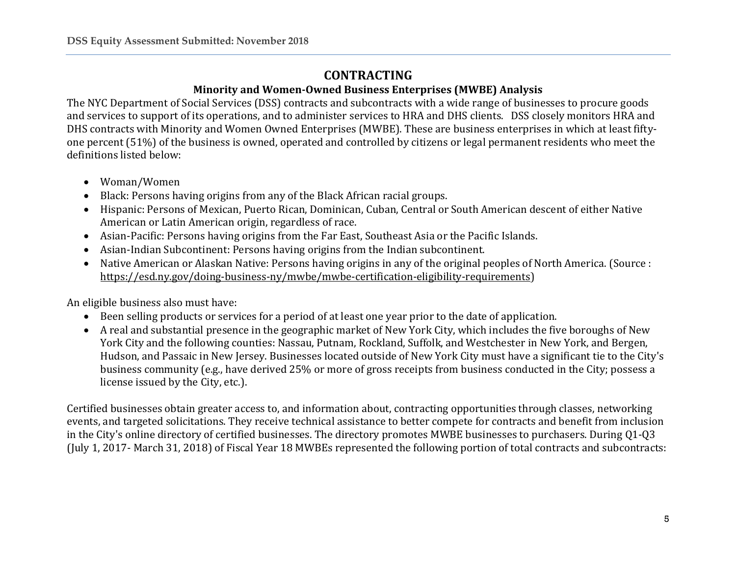## CONTRACTING

### Minority and Women-Owned Business Enterprises (MWBE) Analysis

The NYC Department of Social Services (DSS) contracts and subcontracts with a wide range of businesses to procure goods and services to support of its operations, and to administer services to HRA and DHS clients. DSS closely monitors HRA and DHS contracts with Minority and Women Owned Enterprises (MWBE). These are business enterprises in which at least fifty-one percent (51%) of the business is owned, operated and controlled by citizens or legal permanent residents who meet the definitions listed below:

- Woman/Women
- Black: Persons having origins from any of the Black African racial groups.
- Hispanic: Persons of Mexican, Puerto Rican, Dominican, Cuban, Central or South American descent of either Native American or Latin American origin, regardless of race.
- Asian-Pacific: Persons having origins from the Far East, Southeast Asia or the Pacific Islands.
- Asian-Indian Subcontinent: Persons having origins from the Indian subcontinent.
- Native American or Alaskan Native: Persons having origins in any of the original peoples of North America. (Source : https://esd.ny.gov/doing-business-ny/mwbe/mwbe-certification-eligibility-requirements)

An eligible business also must have:

- Been selling products or services for a period of at least one year prior to the date of application.
- A real and substantial presence in the geographic market of New York City, which includes the five boroughs of New York City and the following counties: Nassau, Putnam, Rockland, Suffolk, and Westchester in New York, and Bergen, Hudson, and Passaic in New Jersey. Businesses located outside of New York City must have a significant tie to the City's business community (e.g., have derived 25% or more of gross receipts from business conducted in the City; possess a license issued by the City, etc.).

Certified businesses obtain greater access to, and information about, contracting opportunities through classes, networking events, and targeted solicitations. They receive technical assistance to better compete for contracts and benefit from inclusion in the City's online directory of certified businesses. The directory promotes MWBE businesses to purchasers. During Q1-Q3 (July 1, 2017- March 31, 2018) of Fiscal Year 18 MWBEs represented the following portion of total contracts and subcontracts: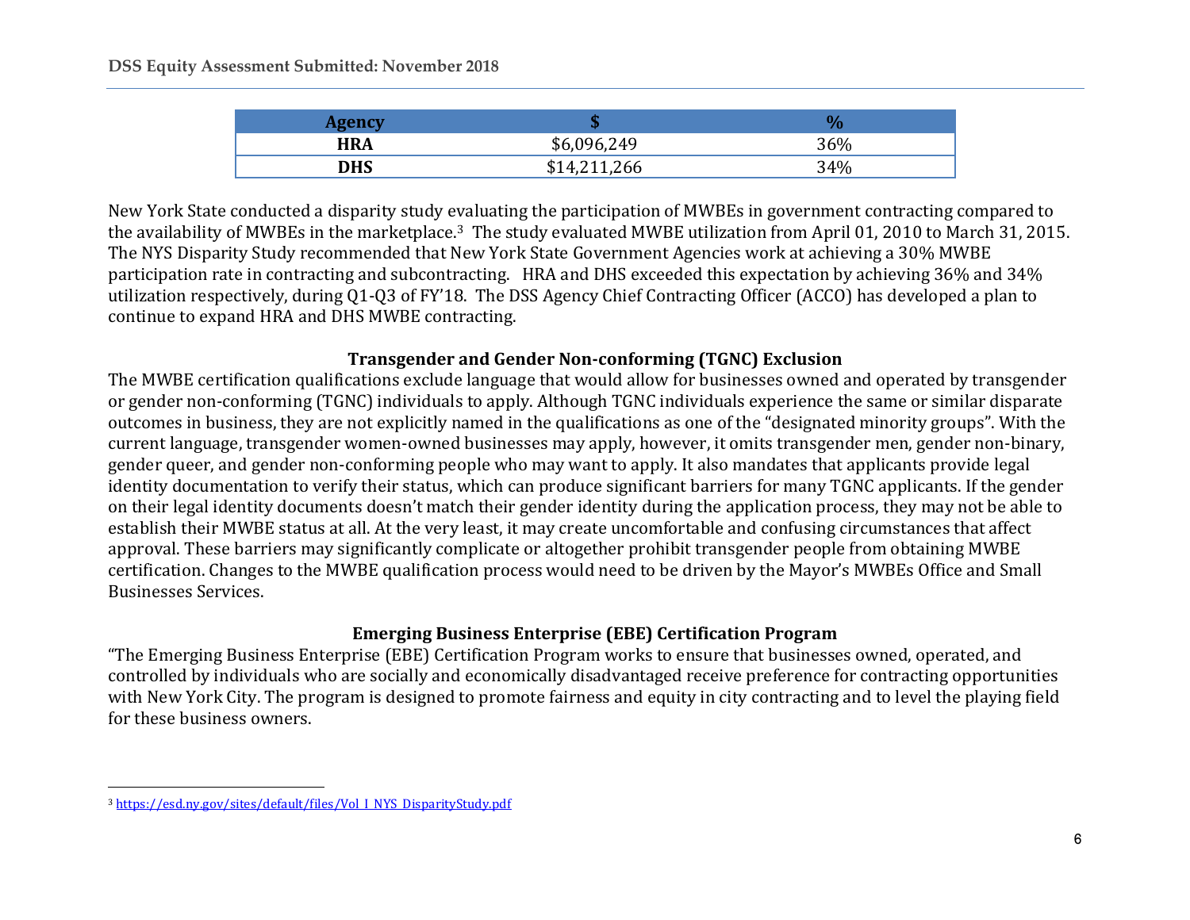| Agency | $ | % |
|---|---|---|
| HRA | $6,096,249 | 36% |
| DHS | $14,211,266 | 34% |

New York State conducted a disparity study evaluating the participation of MWBEs in government contracting compared to the availability of MWBEs in the marketplace.[3] The study evaluated MWBE utilization from April 01, 2010 to March 31, 2015. The NYS Disparity Study recommended that New York State Government Agencies work at achieving a 30% MWBE participation rate in contracting and subcontracting. HRA and DHS exceeded this expectation by achieving 36% and 34% utilization respectively, during Q1-Q3 of FY'18. The DSS Agency Chief Contracting Officer (ACCO) has developed a plan to continue to expand HRA and DHS MWBE contracting.

## Transgender and Gender Non-conforming (TGNC) Exclusion

The MWBE certification qualifications exclude language that would allow for businesses owned and operated by transgender or gender non-conforming (TGNC) individuals to apply. Although TGNC individuals experience the same or similar disparate outcomes in business, they are not explicitly named in the qualifications as one of the "designated minority groups". With the current language, transgender women-owned businesses may apply, however, it omits transgender men, gender non-binary, gender queer, and gender non-conforming people who may want to apply. It also mandates that applicants provide legal identity documentation to verify their status, which can produce significant barriers for many TGNC applicants. If the gender on their legal identity documents doesn't match their gender identity during the application process, they may not be able to establish their MWBE status at all. At the very least, it may create uncomfortable and confusing circumstances that affect approval. These barriers may significantly complicate or altogether prohibit transgender people from obtaining MWBE certification. Changes to the MWBE qualification process would need to be driven by the Mayor's MWBEs Office and Small Businesses Services.

## Emerging Business Enterprise (EBE) Certification Program

"The Emerging Business Enterprise (EBE) Certification Program works to ensure that businesses owned, operated, and controlled by individuals who are socially and economically disadvantaged receive preference for contracting opportunities with New York City. The program is designed to promote fairness and equity in city contracting and to level the playing field for these business owners.

---

[3] https://esd.ny.gov/sites/default/files/Vol_I_NYS_DisparityStudy.pdf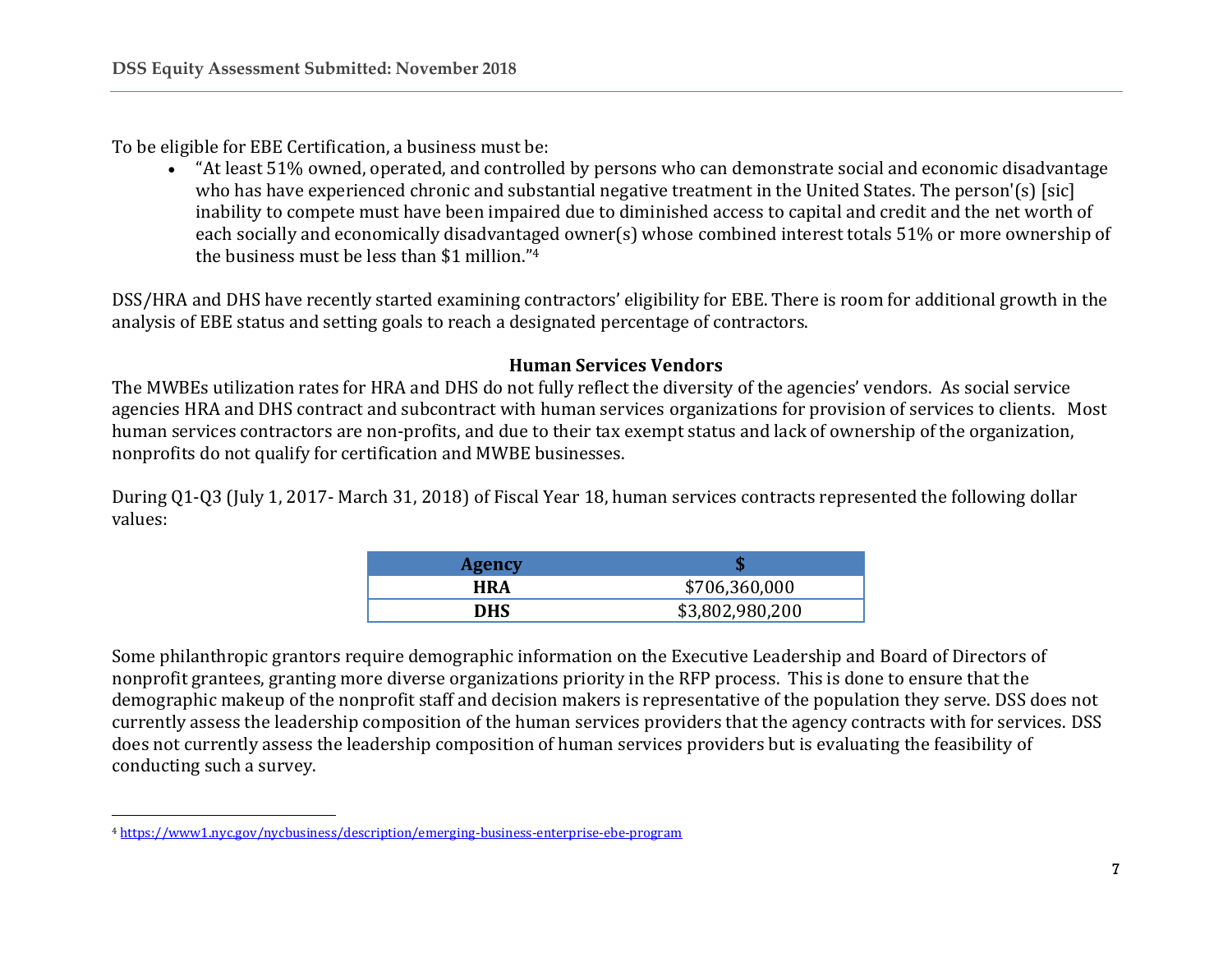To be eligible for EBE Certification, a business must be:

- "At least 51% owned, operated, and controlled by persons who can demonstrate social and economic disadvantage who has have experienced chronic and substantial negative treatment in the United States. The person'(s) [sic] inability to compete must have been impaired due to diminished access to capital and credit and the net worth of each socially and economically disadvantaged owner(s) whose combined interest totals 51% or more ownership of the business must be less than $1 million."[4]

DSS/HRA and DHS have recently started examining contractors' eligibility for EBE. There is room for additional growth in the analysis of EBE status and setting goals to reach a designated percentage of contractors.

### Human Services Vendors

The MWBEs utilization rates for HRA and DHS do not fully reflect the diversity of the agencies' vendors. As social service agencies HRA and DHS contract and subcontract with human services organizations for provision of services to clients. Most human services contractors are non-profits, and due to their tax exempt status and lack of ownership of the organization, nonprofits do not qualify for certification and MWBE businesses.

During Q1-Q3 (July 1, 2017- March 31, 2018) of Fiscal Year 18, human services contracts represented the following dollar values:

| Agency | $ |
|---|---|
| HRA | $706,360,000 |
| DHS | $3,802,980,200 |

Some philanthropic grantors require demographic information on the Executive Leadership and Board of Directors of nonprofit grantees, granting more diverse organizations priority in the RFP process. This is done to ensure that the demographic makeup of the nonprofit staff and decision makers is representative of the population they serve. DSS does not currently assess the leadership composition of the human services providers that the agency contracts with for services. DSS does not currently assess the leadership composition of human services providers but is evaluating the feasibility of conducting such a survey.

---

[4] https://www1.nyc.gov/nycbusiness/description/emerging-business-enterprise-ebe-program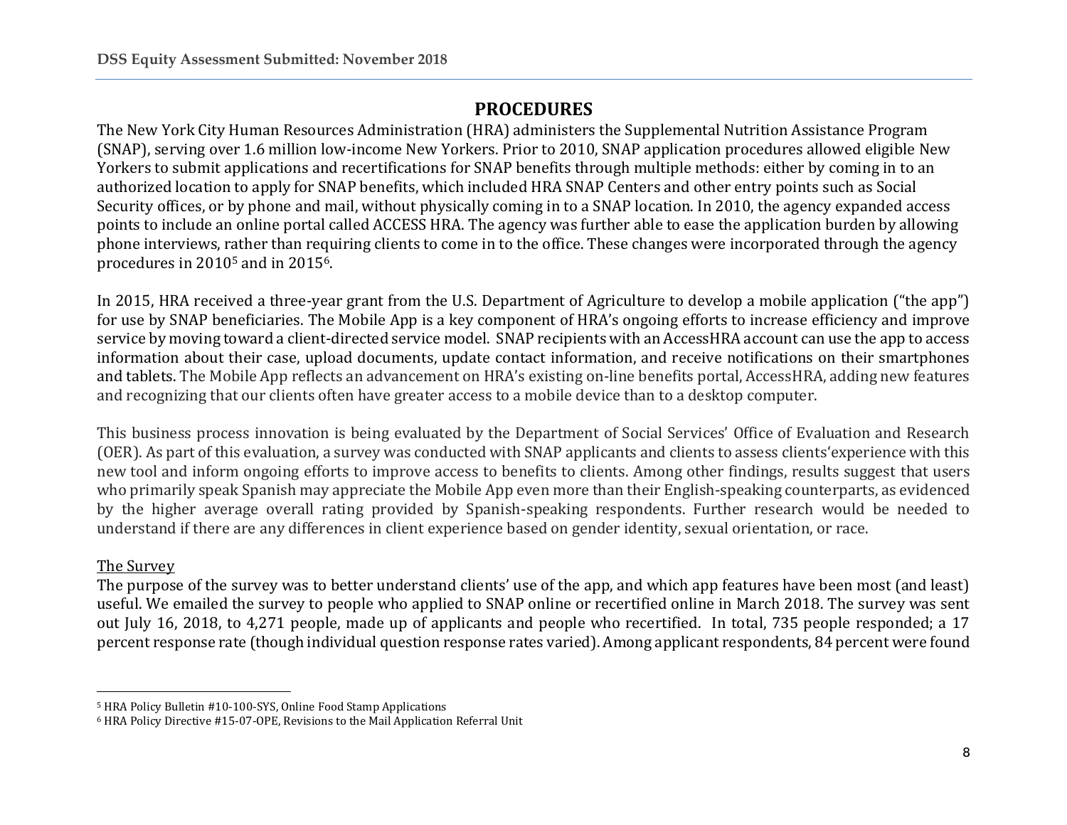# PROCEDURES

The New York City Human Resources Administration (HRA) administers the Supplemental Nutrition Assistance Program (SNAP), serving over 1.6 million low-income New Yorkers. Prior to 2010, SNAP application procedures allowed eligible New Yorkers to submit applications and recertifications for SNAP benefits through multiple methods: either by coming in to an authorized location to apply for SNAP benefits, which included HRA SNAP Centers and other entry points such as Social Security offices, or by phone and mail, without physically coming in to a SNAP location. In 2010, the agency expanded access points to include an online portal called ACCESS HRA. The agency was further able to ease the application burden by allowing phone interviews, rather than requiring clients to come in to the office. These changes were incorporated through the agency procedures in 2010[5] and in 2015[6].

In 2015, HRA received a three-year grant from the U.S. Department of Agriculture to develop a mobile application ("the app") for use by SNAP beneficiaries. The Mobile App is a key component of HRA's ongoing efforts to increase efficiency and improve service by moving toward a client-directed service model. SNAP recipients with an AccessHRA account can use the app to access information about their case, upload documents, update contact information, and receive notifications on their smartphones and tablets. The Mobile App reflects an advancement on HRA's existing on-line benefits portal, AccessHRA, adding new features and recognizing that our clients often have greater access to a mobile device than to a desktop computer.

This business process innovation is being evaluated by the Department of Social Services' Office of Evaluation and Research (OER). As part of this evaluation, a survey was conducted with SNAP applicants and clients to assess clients'experience with this new tool and inform ongoing efforts to improve access to benefits to clients. Among other findings, results suggest that users who primarily speak Spanish may appreciate the Mobile App even more than their English-speaking counterparts, as evidenced by the higher average overall rating provided by Spanish-speaking respondents. Further research would be needed to understand if there are any differences in client experience based on gender identity, sexual orientation, or race.

The Survey

The purpose of the survey was to better understand clients' use of the app, and which app features have been most (and least) useful. We emailed the survey to people who applied to SNAP online or recertified online in March 2018. The survey was sent out July 16, 2018, to 4,271 people, made up of applicants and people who recertified. In total, 735 people responded; a 17 percent response rate (though individual question response rates varied). Among applicant respondents, 84 percent were found

[5] HRA Policy Bulletin #10-100-SYS, Online Food Stamp Applications

[6] HRA Policy Directive #15-07-OPE, Revisions to the Mail Application Referral Unit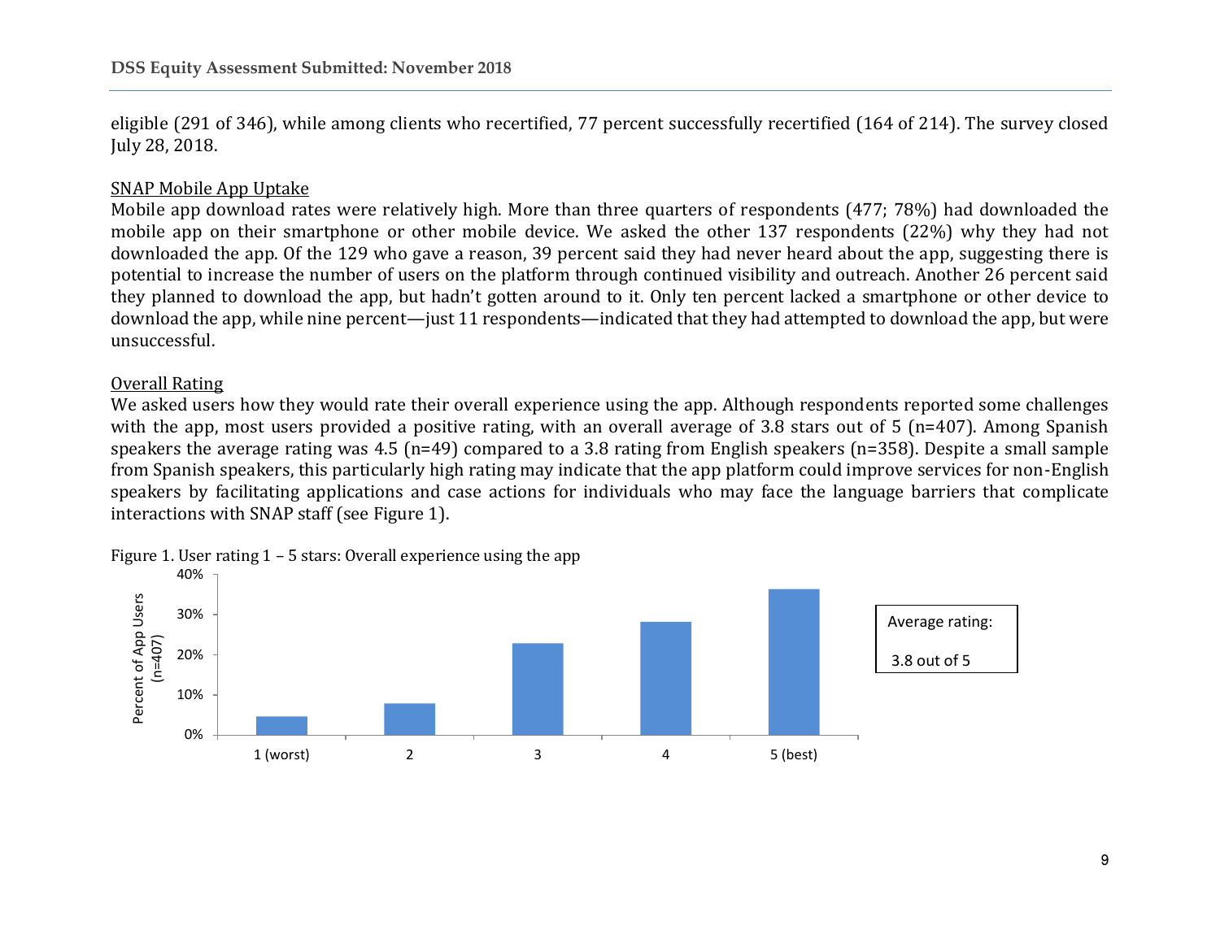eligible (291 of 346), while among clients who recertified, 77 percent successfully recertified (164 of 214). The survey closed July 28, 2018.

SNAP Mobile App Uptake

Mobile app download rates were relatively high. More than three quarters of respondents (477; 78%) had downloaded the mobile app on their smartphone or other mobile device. We asked the other 137 respondents (22%) why they had not downloaded the app. Of the 129 who gave a reason, 39 percent said they had never heard about the app, suggesting there is potential to increase the number of users on the platform through continued visibility and outreach. Another 26 percent said they planned to download the app, but hadn't gotten around to it. Only ten percent lacked a smartphone or other device to download the app, while nine percent—just 11 respondents—indicated that they had attempted to download the app, but were unsuccessful.

Overall Rating

We asked users how they would rate their overall experience using the app. Although respondents reported some challenges with the app, most users provided a positive rating, with an overall average of 3.8 stars out of 5 (n=407). Among Spanish speakers the average rating was 4.5 (n=49) compared to a 3.8 rating from English speakers (n=358). Despite a small sample from Spanish speakers, this particularly high rating may indicate that the app platform could improve services for non-English speakers by facilitating applications and case actions for individuals who may face the language barriers that complicate interactions with SNAP staff (see Figure 1).

Figure 1. User rating 1 – 5 stars: Overall experience using the app

Percent of App Users (n=407)

40%
30%
20%
10%
0%

1 (worst) | 2 | 3 | 4 | 5 (best)

Average rating:

3.8 out of 5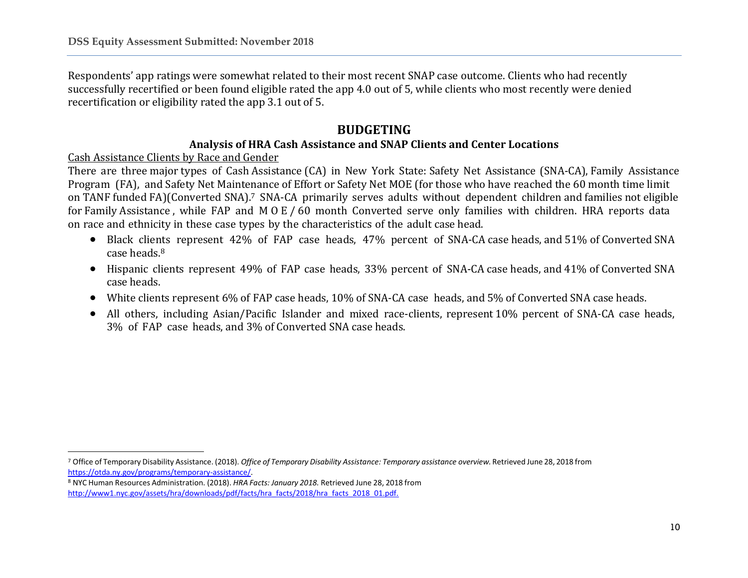Respondents' app ratings were somewhat related to their most recent SNAP case outcome. Clients who had recently successfully recertified or been found eligible rated the app 4.0 out of 5, while clients who most recently were denied recertification or eligibility rated the app 3.1 out of 5.

## BUDGETING

### Analysis of HRA Cash Assistance and SNAP Clients and Center Locations

Cash Assistance Clients by Race and Gender

There are three major types of Cash Assistance (CA) in New York State: Safety Net Assistance (SNA-CA), Family Assistance Program (FA), and Safety Net Maintenance of Effort or Safety Net MOE (for those who have reached the 60 month time limit on TANF funded FA)(Converted SNA).[7] SNA-CA primarily serves adults without dependent children and families not eligible for Family Assistance , while FAP and M O E / 60 month Converted serve only families with children. HRA reports data on race and ethnicity in these case types by the characteristics of the adult case head.

- Black clients represent 42% of FAP case heads, 47% percent of SNA-CA case heads, and 51% of Converted SNA case heads.[8]
- Hispanic clients represent 49% of FAP case heads, 33% percent of SNA-CA case heads, and 41% of Converted SNA case heads.
- White clients represent 6% of FAP case heads, 10% of SNA-CA case heads, and 5% of Converted SNA case heads.
- All others, including Asian/Pacific Islander and mixed race-clients, represent 10% percent of SNA-CA case heads, 3% of FAP case heads, and 3% of Converted SNA case heads.

---

[7] Office of Temporary Disability Assistance. (2018). *Office of Temporary Disability Assistance: Temporary assistance overview.* Retrieved June 28, 2018 from https://otda.ny.gov/programs/temporary-assistance/.

[8] NYC Human Resources Administration. (2018). *HRA Facts: January 2018.* Retrieved June 28, 2018 from http://www1.nyc.gov/assets/hra/downloads/pdf/facts/hra_facts/2018/hra_facts_2018_01.pdf.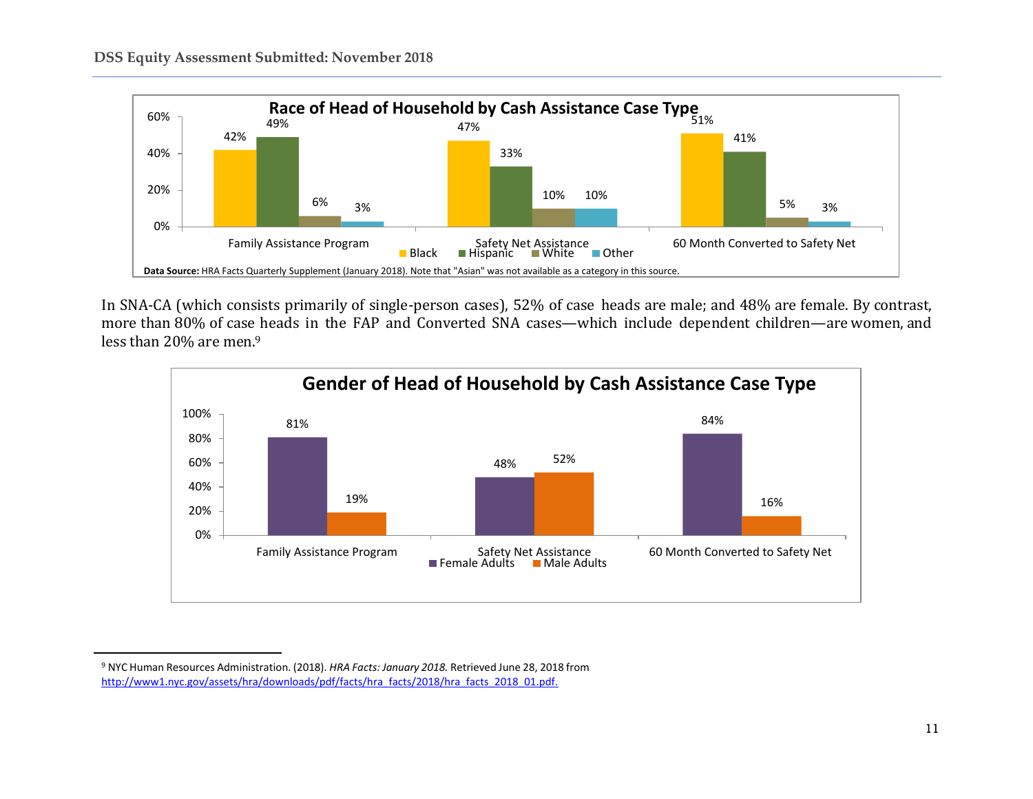**Race of Head of Household by Cash Assistance Case Type**

| | Black | Hispanic | White | Other |
|---|---|---|---|---|
| Family Assistance Program | 42% | 49% | 6% | 3% |
| Safety Net Assistance | 47% | 33% | 10% | 10% |
| 60 Month Converted to Safety Net | 51% | 41% | 5% | 3% |

**Data Source:** HRA Facts Quarterly Supplement (January 2018). Note that "Asian" was not available as a category in this source.

In SNA-CA (which consists primarily of single-person cases), 52% of case heads are male; and 48% are female. By contrast, more than 80% of case heads in the FAP and Converted SNA cases—which include dependent children—are women, and less than 20% are men.[9]

**Gender of Head of Household by Cash Assistance Case Type**

| | Female Adults | Male Adults |
|---|---|---|
| Family Assistance Program | 81% | 19% |
| Safety Net Assistance | 48% | 52% |
| 60 Month Converted to Safety Net | 84% | 16% |

---

[9] NYC Human Resources Administration. (2018). *HRA Facts: January 2018.* Retrieved June 28, 2018 from http://www1.nyc.gov/assets/hra/downloads/pdf/facts/hra_facts/2018/hra_facts_2018_01.pdf.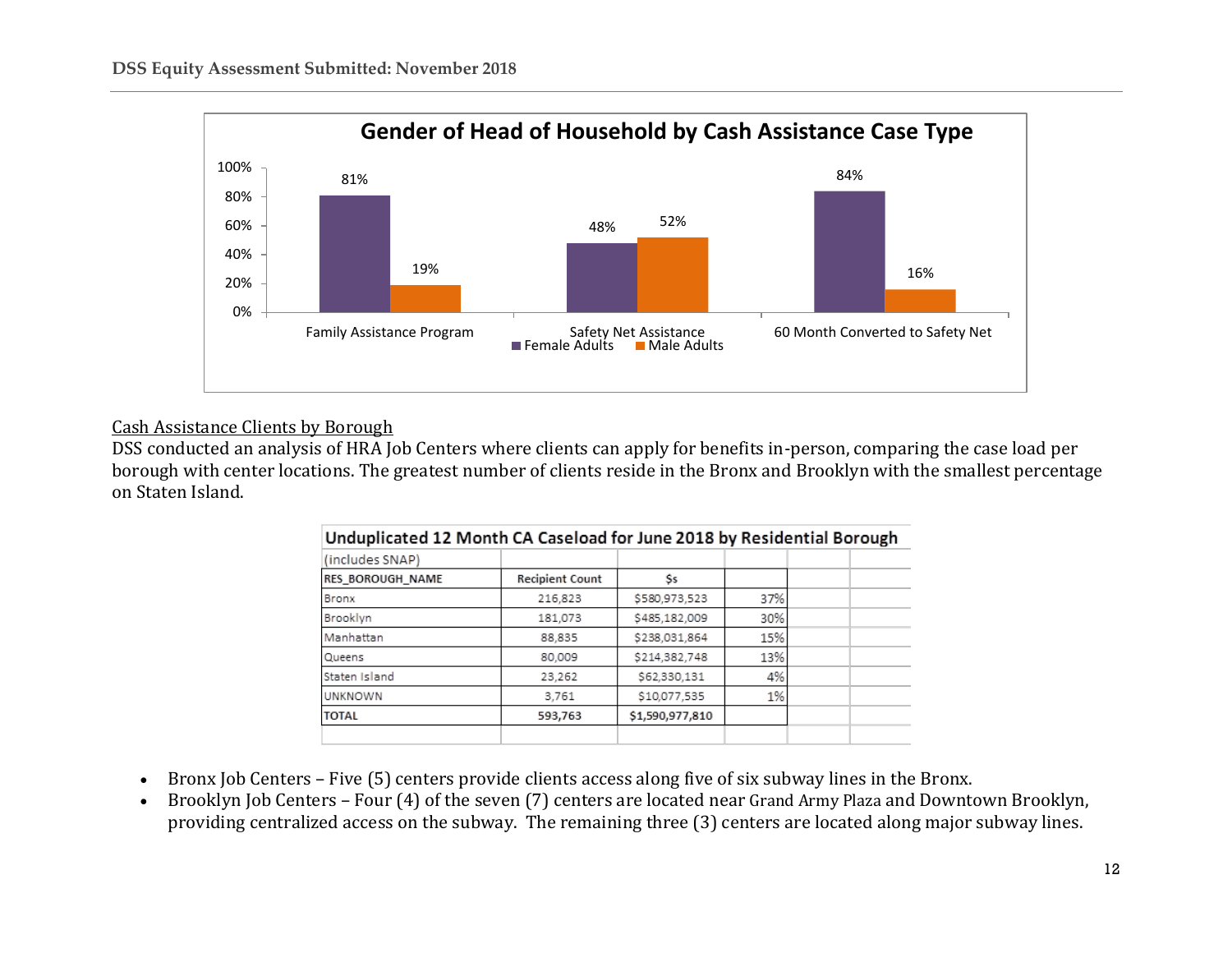**Gender of Head of Household by Cash Assistance Case Type**

| | Female Adults | Male Adults |
|---|---|---|
| Family Assistance Program | 81% | 19% |
| Safety Net Assistance | 48% | 52% |
| 60 Month Converted to Safety Net | 84% | 16% |

Cash Assistance Clients by Borough

DSS conducted an analysis of HRA Job Centers where clients can apply for benefits in-person, comparing the case load per borough with center locations. The greatest number of clients reside in the Bronx and Brooklyn with the smallest percentage on Staten Island.

**Unduplicated 12 Month CA Caseload for June 2018 by Residential Borough**

(includes SNAP)

| RES_BOROUGH_NAME | Recipient Count | $s | |
|---|---|---|---|
| Bronx | 216,823 | $580,973,523 | 37% |
| Brooklyn | 181,073 | $485,182,009 | 30% |
| Manhattan | 88,835 | $238,031,864 | 15% |
| Queens | 80,009 | $214,382,748 | 13% |
| Staten Island | 23,262 | $62,330,131 | 4% |
| UNKNOWN | 3,761 | $10,077,535 | 1% |
| TOTAL | 593,763 | $1,590,977,810 | |

- Bronx Job Centers – Five (5) centers provide clients access along five of six subway lines in the Bronx.
- Brooklyn Job Centers – Four (4) of the seven (7) centers are located near Grand Army Plaza and Downtown Brooklyn, providing centralized access on the subway. The remaining three (3) centers are located along major subway lines.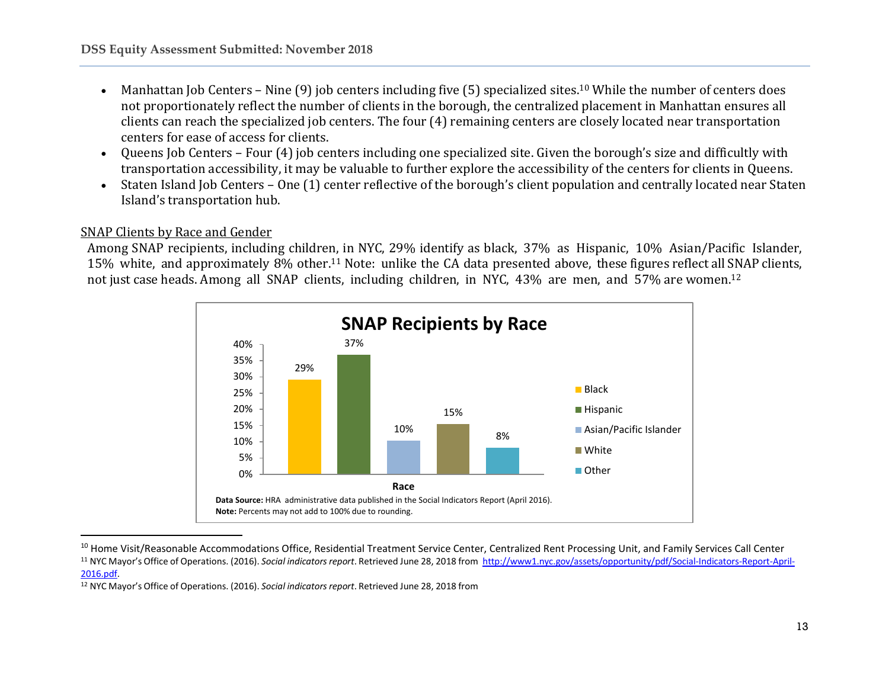- Manhattan Job Centers – Nine (9) job centers including five (5) specialized sites.[10] While the number of centers does not proportionately reflect the number of clients in the borough, the centralized placement in Manhattan ensures all clients can reach the specialized job centers. The four (4) remaining centers are closely located near transportation centers for ease of access for clients.
- Queens Job Centers – Four (4) job centers including one specialized site. Given the borough's size and difficultly with transportation accessibility, it may be valuable to further explore the accessibility of the centers for clients in Queens.
- Staten Island Job Centers – One (1) center reflective of the borough's client population and centrally located near Staten Island's transportation hub.

<u>SNAP Clients by Race and Gender</u>

Among SNAP recipients, including children, in NYC, 29% identify as black, 37% as Hispanic, 10% Asian/Pacific Islander, 15% white, and approximately 8% other.[11] Note: unlike the CA data presented above, these figures reflect all SNAP clients, not just case heads. Among all SNAP clients, including children, in NYC, 43% are men, and 57% are women.[12]

**SNAP Recipients by Race**

| Race | Percent |
|---|---|
| Black | 29% |
| Hispanic | 37% |
| Asian/Pacific Islander | 10% |
| White | 15% |
| Other | 8% |

**Data Source:** HRA administrative data published in the Social Indicators Report (April 2016).
**Note:** Percents may not add to 100% due to rounding.

---

[10] Home Visit/Reasonable Accommodations Office, Residential Treatment Service Center, Centralized Rent Processing Unit, and Family Services Call Center

[11] NYC Mayor's Office of Operations. (2016). *Social indicators report*. Retrieved June 28, 2018 from http://www1.nyc.gov/assets/opportunity/pdf/Social-Indicators-Report-April-2016.pdf.

[12] NYC Mayor's Office of Operations. (2016). *Social indicators report*. Retrieved June 28, 2018 from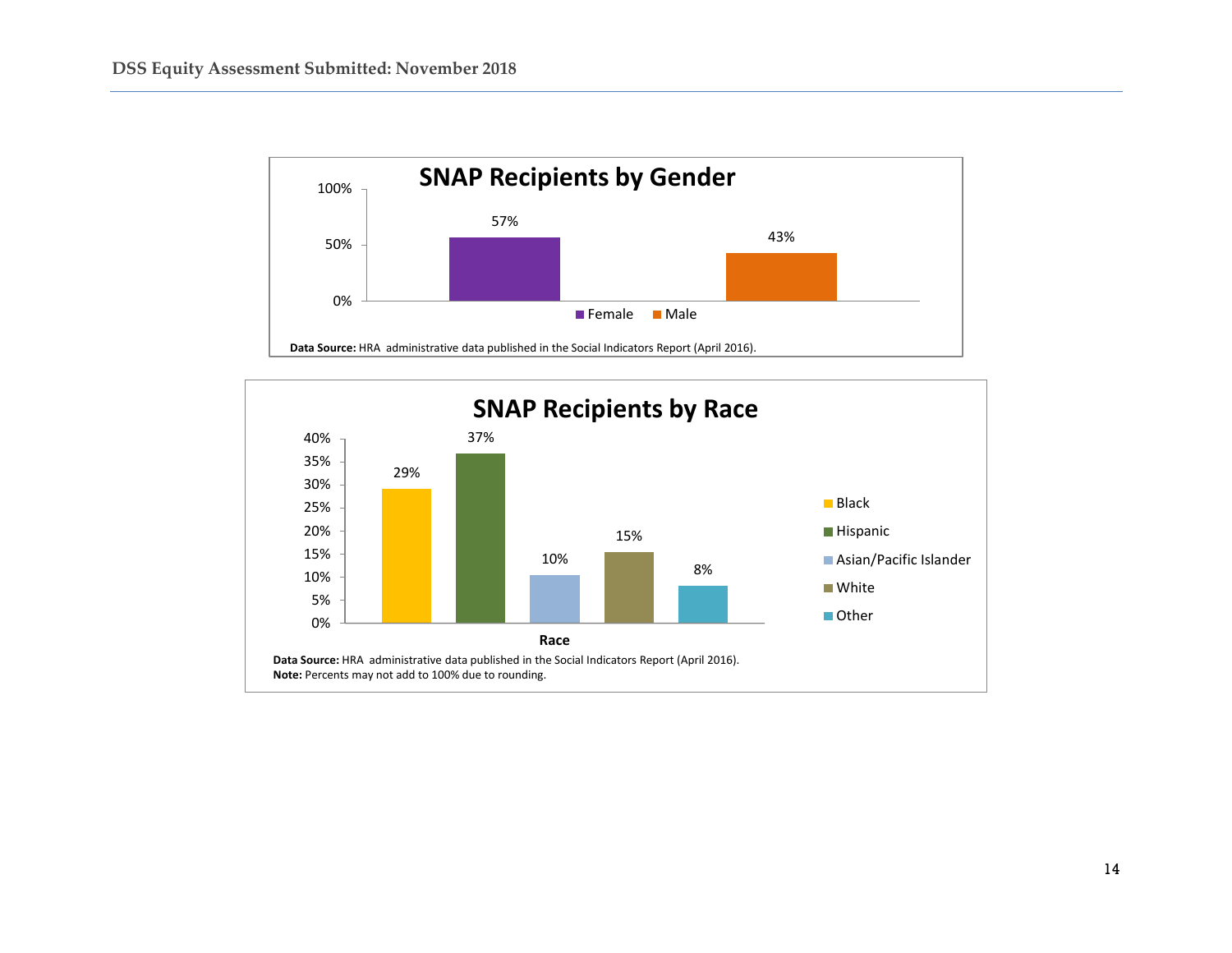## SNAP Recipients by Gender

| Gender | Percent |
|---|---|
| Female | 57% |
| Male | 43% |

**Data Source:** HRA administrative data published in the Social Indicators Report (April 2016).

## SNAP Recipients by Race

| Race | Percent |
|---|---|
| Black | 29% |
| Hispanic | 37% |
| Asian/Pacific Islander | 10% |
| White | 15% |
| Other | 8% |

**Data Source:** HRA administrative data published in the Social Indicators Report (April 2016).
**Note:** Percents may not add to 100% due to rounding.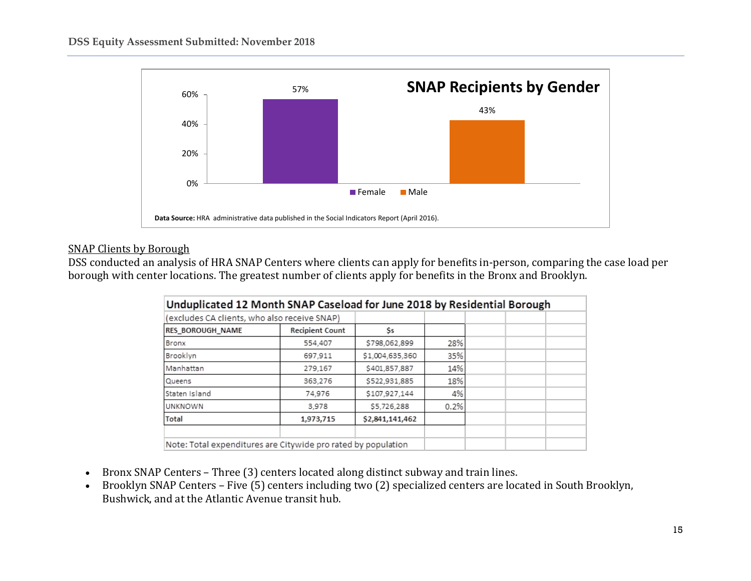**SNAP Recipients by Gender**

| Gender | Percent |
|---|---|
| Female | 57% |
| Male | 43% |

**Data Source:** HRA administrative data published in the Social Indicators Report (April 2016).

<u>SNAP Clients by Borough</u>

DSS conducted an analysis of HRA SNAP Centers where clients can apply for benefits in-person, comparing the case load per borough with center locations. The greatest number of clients apply for benefits in the Bronx and Brooklyn.

**Unduplicated 12 Month SNAP Caseload for June 2018 by Residential Borough**

(excludes CA clients, who also receive SNAP)

| RES_BOROUGH_NAME | Recipient Count | $s | |
|---|---|---|---|
| Bronx | 554,407 | $798,062,899 | 28% |
| Brooklyn | 697,911 | $1,004,635,360 | 35% |
| Manhattan | 279,167 | $401,857,887 | 14% |
| Queens | 363,276 | $522,931,885 | 18% |
| Staten Island | 74,976 | $107,927,144 | 4% |
| UNKNOWN | 3,978 | $5,726,288 | 0.2% |
| **Total** | **1,973,715** | **$2,841,141,462** | |

Note: Total expenditures are Citywide pro rated by population

- Bronx SNAP Centers – Three (3) centers located along distinct subway and train lines.
- Brooklyn SNAP Centers – Five (5) centers including two (2) specialized centers are located in South Brooklyn, Bushwick, and at the Atlantic Avenue transit hub.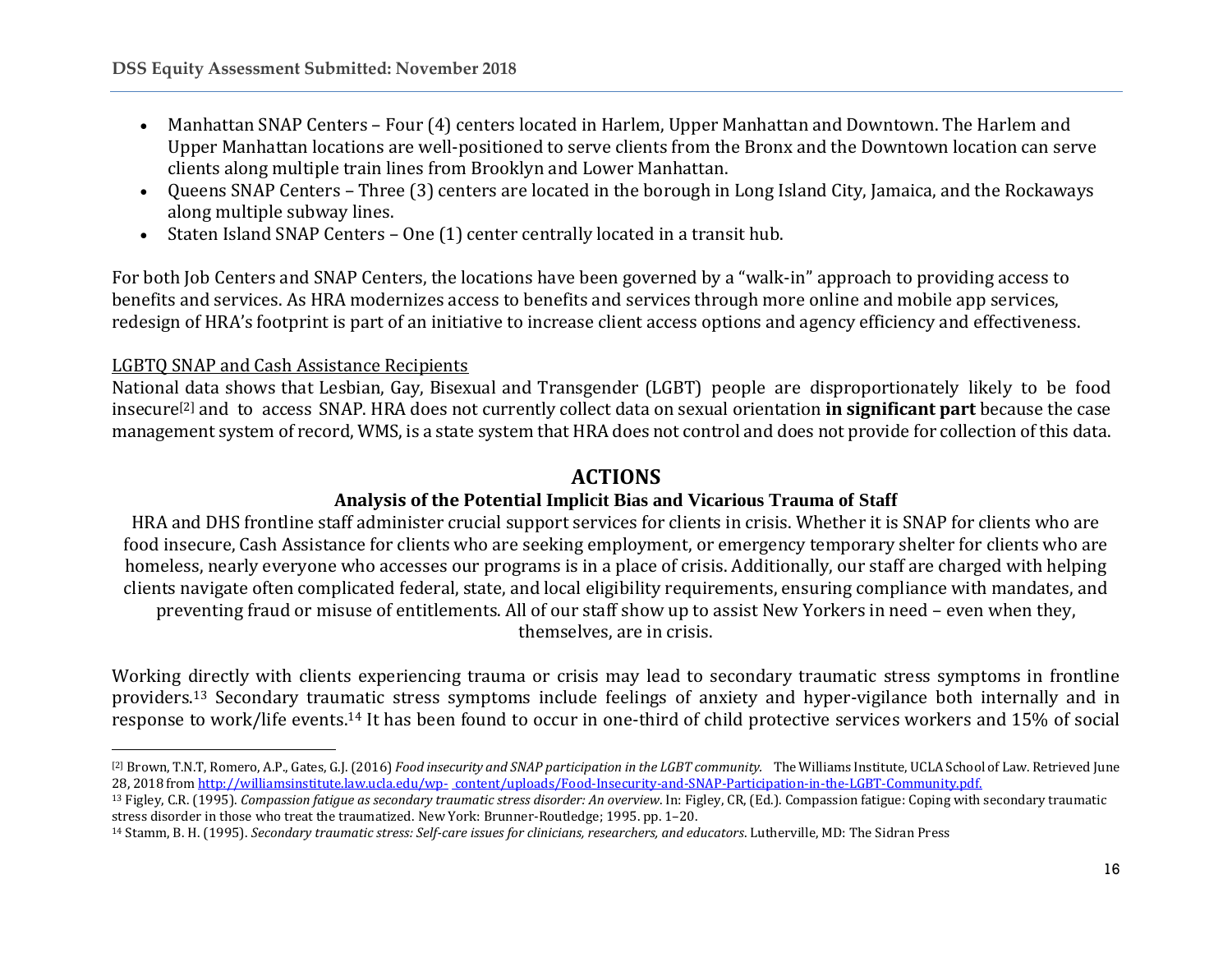- Manhattan SNAP Centers – Four (4) centers located in Harlem, Upper Manhattan and Downtown. The Harlem and Upper Manhattan locations are well-positioned to serve clients from the Bronx and the Downtown location can serve clients along multiple train lines from Brooklyn and Lower Manhattan.
- Queens SNAP Centers – Three (3) centers are located in the borough in Long Island City, Jamaica, and the Rockaways along multiple subway lines.
- Staten Island SNAP Centers – One (1) center centrally located in a transit hub.

For both Job Centers and SNAP Centers, the locations have been governed by a "walk-in" approach to providing access to benefits and services. As HRA modernizes access to benefits and services through more online and mobile app services, redesign of HRA's footprint is part of an initiative to increase client access options and agency efficiency and effectiveness.

LGBTQ SNAP and Cash Assistance Recipients

National data shows that Lesbian, Gay, Bisexual and Transgender (LGBT) people are disproportionately likely to be food insecure[2] and to access SNAP. HRA does not currently collect data on sexual orientation **in significant part** because the case management system of record, WMS, is a state system that HRA does not control and does not provide for collection of this data.

## ACTIONS

### Analysis of the Potential Implicit Bias and Vicarious Trauma of Staff

HRA and DHS frontline staff administer crucial support services for clients in crisis. Whether it is SNAP for clients who are food insecure, Cash Assistance for clients who are seeking employment, or emergency temporary shelter for clients who are homeless, nearly everyone who accesses our programs is in a place of crisis. Additionally, our staff are charged with helping clients navigate often complicated federal, state, and local eligibility requirements, ensuring compliance with mandates, and preventing fraud or misuse of entitlements. All of our staff show up to assist New Yorkers in need – even when they, themselves, are in crisis.

Working directly with clients experiencing trauma or crisis may lead to secondary traumatic stress symptoms in frontline providers.[13] Secondary traumatic stress symptoms include feelings of anxiety and hyper-vigilance both internally and in response to work/life events.[14] It has been found to occur in one-third of child protective services workers and 15% of social

---

[2] Brown, T.N.T, Romero, A.P., Gates, G.J. (2016) *Food insecurity and SNAP participation in the LGBT community.* The Williams Institute, UCLA School of Law. Retrieved June 28, 2018 from http://williamsinstitute.law.ucla.edu/wp- content/uploads/Food-Insecurity-and-SNAP-Participation-in-the-LGBT-Community.pdf.

[13] Figley, C.R. (1995). *Compassion fatigue as secondary traumatic stress disorder: An overview*. In: Figley, CR, (Ed.). Compassion fatigue: Coping with secondary traumatic stress disorder in those who treat the traumatized. New York: Brunner-Routledge; 1995. pp. 1–20.

[14] Stamm, B. H. (1995). *Secondary traumatic stress: Self-care issues for clinicians, researchers, and educators*. Lutherville, MD: The Sidran Press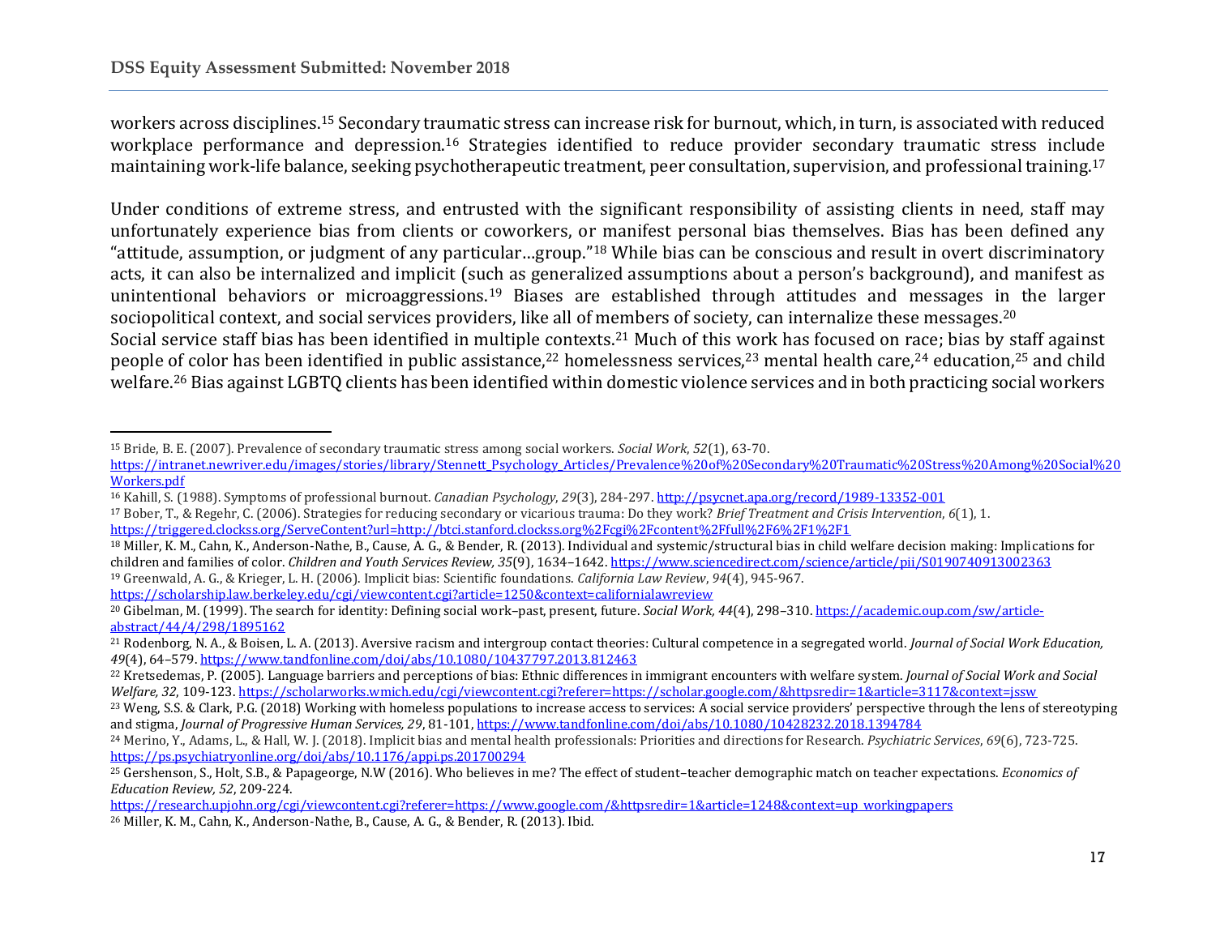workers across disciplines.[15] Secondary traumatic stress can increase risk for burnout, which, in turn, is associated with reduced workplace performance and depression.[16] Strategies identified to reduce provider secondary traumatic stress include maintaining work-life balance, seeking psychotherapeutic treatment, peer consultation, supervision, and professional training.[17]

Under conditions of extreme stress, and entrusted with the significant responsibility of assisting clients in need, staff may unfortunately experience bias from clients or coworkers, or manifest personal bias themselves. Bias has been defined any "attitude, assumption, or judgment of any particular…group."[18] While bias can be conscious and result in overt discriminatory acts, it can also be internalized and implicit (such as generalized assumptions about a person's background), and manifest as unintentional behaviors or microaggressions.[19] Biases are established through attitudes and messages in the larger sociopolitical context, and social services providers, like all of members of society, can internalize these messages.[20]

Social service staff bias has been identified in multiple contexts.[21] Much of this work has focused on race; bias by staff against people of color has been identified in public assistance,[22] homelessness services,[23] mental health care,[24] education,[25] and child welfare.[26] Bias against LGBTQ clients has been identified within domestic violence services and in both practicing social workers

---

[15] Bride, B. E. (2007). Prevalence of secondary traumatic stress among social workers. *Social Work*, *52*(1), 63-70. https://intranet.newriver.edu/images/stories/library/Stennett_Psychology_Articles/Prevalence%20of%20Secondary%20Traumatic%20Stress%20Among%20Social%20Workers.pdf

[16] Kahill, S. (1988). Symptoms of professional burnout. *Canadian Psychology*, *29*(3), 284-297. http://psycnet.apa.org/record/1989-13352-001

[17] Bober, T., & Regehr, C. (2006). Strategies for reducing secondary or vicarious trauma: Do they work? *Brief Treatment and Crisis Intervention*, *6*(1), 1. https://triggered.clockss.org/ServeContent?url=http://btci.stanford.clockss.org%2Fcgi%2Fcontent%2Ffull%2F6%2F1%2F1

[18] Miller, K. M., Cahn, K., Anderson-Nathe, B., Cause, A. G., & Bender, R. (2013). Individual and systemic/structural bias in child welfare decision making: Implications for children and families of color. *Children and Youth Services Review, 35*(9), 1634–1642. https://www.sciencedirect.com/science/article/pii/S0190740913002363

[19] Greenwald, A. G., & Krieger, L. H. (2006). Implicit bias: Scientific foundations. *California Law Review*, *94*(4), 945-967. https://scholarship.law.berkeley.edu/cgi/viewcontent.cgi?article=1250&context=californialawreview

[20] Gibelman, M. (1999). The search for identity: Defining social work–past, present, future. *Social Work, 44*(4), 298–310. https://academic.oup.com/sw/article-abstract/44/4/298/1895162

[21] Rodenborg, N. A., & Boisen, L. A. (2013). Aversive racism and intergroup contact theories: Cultural competence in a segregated world. *Journal of Social Work Education, 49*(4), 64–579. https://www.tandfonline.com/doi/abs/10.1080/10437797.2013.812463

[22] Kretsedemas, P. (2005). Language barriers and perceptions of bias: Ethnic differences in immigrant encounters with welfare system. *Journal of Social Work and Social Welfare, 32*, 109-123. https://scholarworks.wmich.edu/cgi/viewcontent.cgi?referer=https://scholar.google.com/&httpsredir=1&article=3117&context=jssw

[23] Weng, S.S. & Clark, P.G. (2018) Working with homeless populations to increase access to services: A social service providers' perspective through the lens of stereotyping and stigma, *Journal of Progressive Human Services, 29*, 81-101, https://www.tandfonline.com/doi/abs/10.1080/10428232.2018.1394784

[24] Merino, Y., Adams, L., & Hall, W. J. (2018). Implicit bias and mental health professionals: Priorities and directions for Research. *Psychiatric Services*, *69*(6), 723-725. https://ps.psychiatryonline.org/doi/abs/10.1176/appi.ps.201700294

[25] Gershenson, S., Holt, S.B., & Papageorge, N.W (2016). Who believes in me? The effect of student–teacher demographic match on teacher expectations. *Economics of Education Review, 52*, 209-224. https://research.upjohn.org/cgi/viewcontent.cgi?referer=https://www.google.com/&httpsredir=1&article=1248&context=up_workingpapers

[26] Miller, K. M., Cahn, K., Anderson-Nathe, B., Cause, A. G., & Bender, R. (2013). Ibid.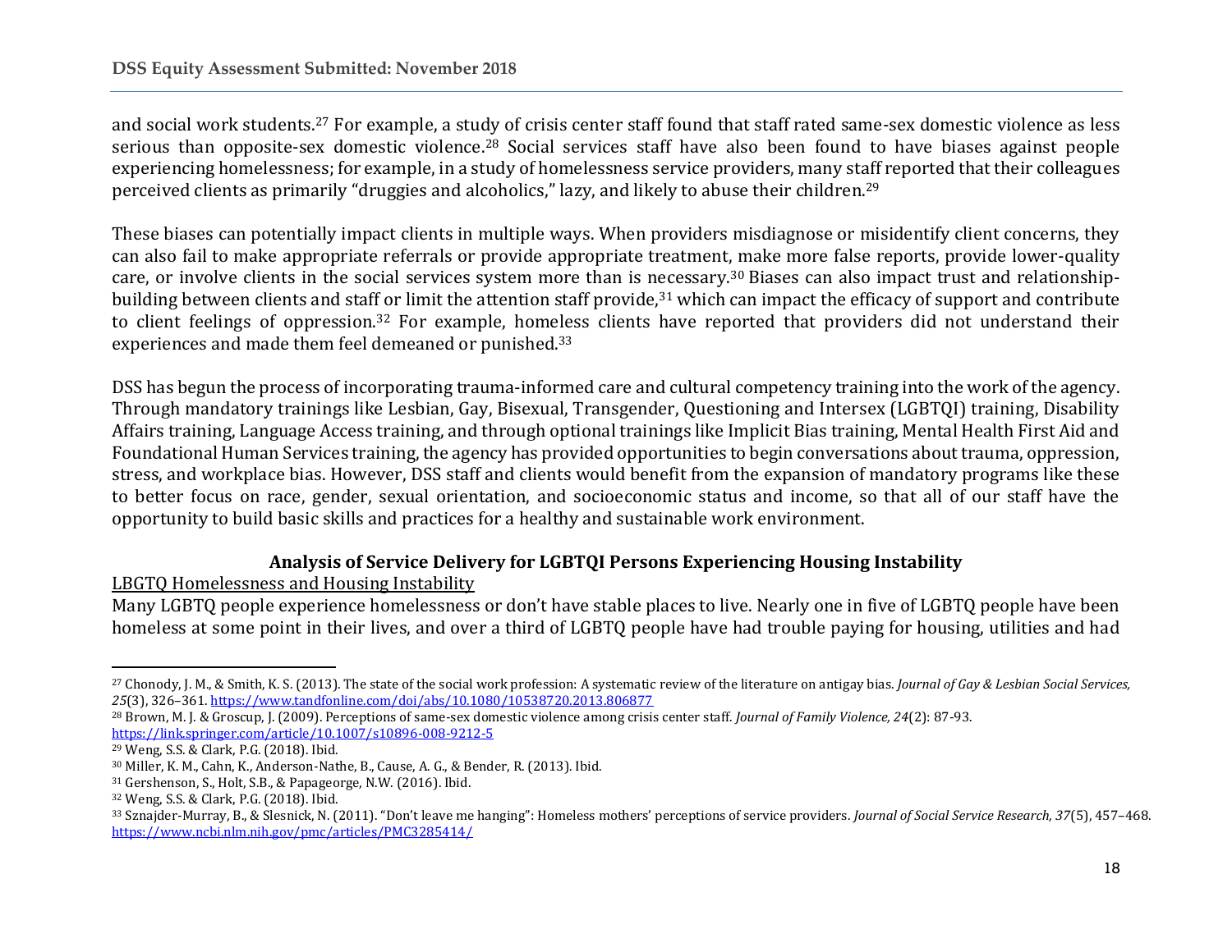and social work students.[27] For example, a study of crisis center staff found that staff rated same-sex domestic violence as less serious than opposite-sex domestic violence.[28] Social services staff have also been found to have biases against people experiencing homelessness; for example, in a study of homelessness service providers, many staff reported that their colleagues perceived clients as primarily "druggies and alcoholics," lazy, and likely to abuse their children.[29]

These biases can potentially impact clients in multiple ways. When providers misdiagnose or misidentify client concerns, they can also fail to make appropriate referrals or provide appropriate treatment, make more false reports, provide lower-quality care, or involve clients in the social services system more than is necessary.[30] Biases can also impact trust and relationship-building between clients and staff or limit the attention staff provide,[31] which can impact the efficacy of support and contribute to client feelings of oppression.[32] For example, homeless clients have reported that providers did not understand their experiences and made them feel demeaned or punished.[33]

DSS has begun the process of incorporating trauma-informed care and cultural competency training into the work of the agency. Through mandatory trainings like Lesbian, Gay, Bisexual, Transgender, Questioning and Intersex (LGBTQI) training, Disability Affairs training, Language Access training, and through optional trainings like Implicit Bias training, Mental Health First Aid and Foundational Human Services training, the agency has provided opportunities to begin conversations about trauma, oppression, stress, and workplace bias. However, DSS staff and clients would benefit from the expansion of mandatory programs like these to better focus on race, gender, sexual orientation, and socioeconomic status and income, so that all of our staff have the opportunity to build basic skills and practices for a healthy and sustainable work environment.

## Analysis of Service Delivery for LGBTQI Persons Experiencing Housing Instability

<u>LBGTQ Homelessness and Housing Instability</u>

Many LGBTQ people experience homelessness or don't have stable places to live. Nearly one in five of LGBTQ people have been homeless at some point in their lives, and over a third of LGBTQ people have had trouble paying for housing, utilities and had

---

[27] Chonody, J. M., & Smith, K. S. (2013). The state of the social work profession: A systematic review of the literature on antigay bias. *Journal of Gay & Lesbian Social Services, 25*(3), 326–361. https://www.tandfonline.com/doi/abs/10.1080/10538720.2013.806877

[28] Brown, M. J. & Groscup, J. (2009). Perceptions of same-sex domestic violence among crisis center staff. *Journal of Family Violence, 24*(2): 87-93. https://link.springer.com/article/10.1007/s10896-008-9212-5

[29] Weng, S.S. & Clark, P.G. (2018). Ibid.

[30] Miller, K. M., Cahn, K., Anderson-Nathe, B., Cause, A. G., & Bender, R. (2013). Ibid.

[31] Gershenson, S., Holt, S.B., & Papageorge, N.W. (2016). Ibid.

[32] Weng, S.S. & Clark, P.G. (2018). Ibid.

[33] Sznajder-Murray, B., & Slesnick, N. (2011). "Don't leave me hanging": Homeless mothers' perceptions of service providers. *Journal of Social Service Research, 37*(5), 457–468. https://www.ncbi.nlm.nih.gov/pmc/articles/PMC3285414/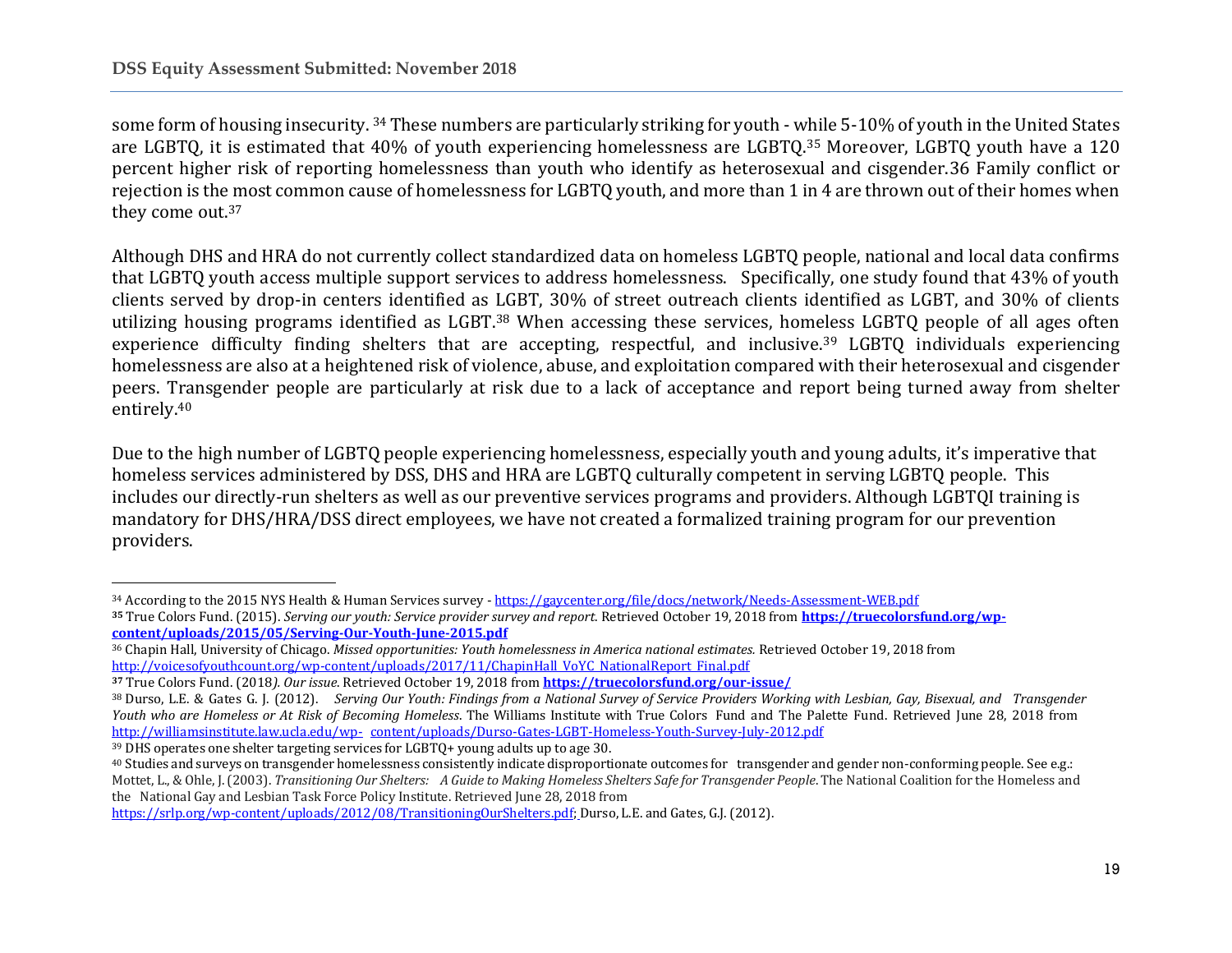some form of housing insecurity. [34] These numbers are particularly striking for youth - while 5-10% of youth in the United States are LGBTQ, it is estimated that 40% of youth experiencing homelessness are LGBTQ.[35] Moreover, LGBTQ youth have a 120 percent higher risk of reporting homelessness than youth who identify as heterosexual and cisgender.36 Family conflict or rejection is the most common cause of homelessness for LGBTQ youth, and more than 1 in 4 are thrown out of their homes when they come out.[37]

Although DHS and HRA do not currently collect standardized data on homeless LGBTQ people, national and local data confirms that LGBTQ youth access multiple support services to address homelessness. Specifically, one study found that 43% of youth clients served by drop-in centers identified as LGBT, 30% of street outreach clients identified as LGBT, and 30% of clients utilizing housing programs identified as LGBT.[38] When accessing these services, homeless LGBTQ people of all ages often experience difficulty finding shelters that are accepting, respectful, and inclusive.[39] LGBTQ individuals experiencing homelessness are also at a heightened risk of violence, abuse, and exploitation compared with their heterosexual and cisgender peers. Transgender people are particularly at risk due to a lack of acceptance and report being turned away from shelter entirely.[40]

Due to the high number of LGBTQ people experiencing homelessness, especially youth and young adults, it's imperative that homeless services administered by DSS, DHS and HRA are LGBTQ culturally competent in serving LGBTQ people. This includes our directly-run shelters as well as our preventive services programs and providers. Although LGBTQI training is mandatory for DHS/HRA/DSS direct employees, we have not created a formalized training program for our prevention providers.

---

[34] According to the 2015 NYS Health & Human Services survey - https://gaycenter.org/file/docs/network/Needs-Assessment-WEB.pdf

[35] True Colors Fund. (2015). *Serving our youth: Service provider survey and report*. Retrieved October 19, 2018 from **https://truecolorsfund.org/wp-content/uploads/2015/05/Serving-Our-Youth-June-2015.pdf**

[36] Chapin Hall, University of Chicago. *Missed opportunities: Youth homelessness in America national estimates.* Retrieved October 19, 2018 from http://voicesofyouthcount.org/wp-content/uploads/2017/11/ChapinHall_VoYC_NationalReport_Final.pdf

[37] True Colors Fund. (2018*). Our issue*. Retrieved October 19, 2018 from **https://truecolorsfund.org/our-issue/**

[38] Durso, L.E. & Gates G. J. (2012). *Serving Our Youth: Findings from a National Survey of Service Providers Working with Lesbian, Gay, Bisexual, and Transgender Youth who are Homeless or At Risk of Becoming Homeless*. The Williams Institute with True Colors Fund and The Palette Fund. Retrieved June 28, 2018 from http://williamsinstitute.law.ucla.edu/wp- content/uploads/Durso-Gates-LGBT-Homeless-Youth-Survey-July-2012.pdf

[39] DHS operates one shelter targeting services for LGBTQ+ young adults up to age 30.

[40] Studies and surveys on transgender homelessness consistently indicate disproportionate outcomes for transgender and gender non-conforming people. See e.g.: Mottet, L., & Ohle, J. (2003). *Transitioning Our Shelters: A Guide to Making Homeless Shelters Safe for Transgender People*. The National Coalition for the Homeless and the National Gay and Lesbian Task Force Policy Institute. Retrieved June 28, 2018 from https://srlp.org/wp-content/uploads/2012/08/TransitioningOurShelters.pdf; Durso, L.E. and Gates, G.J. (2012).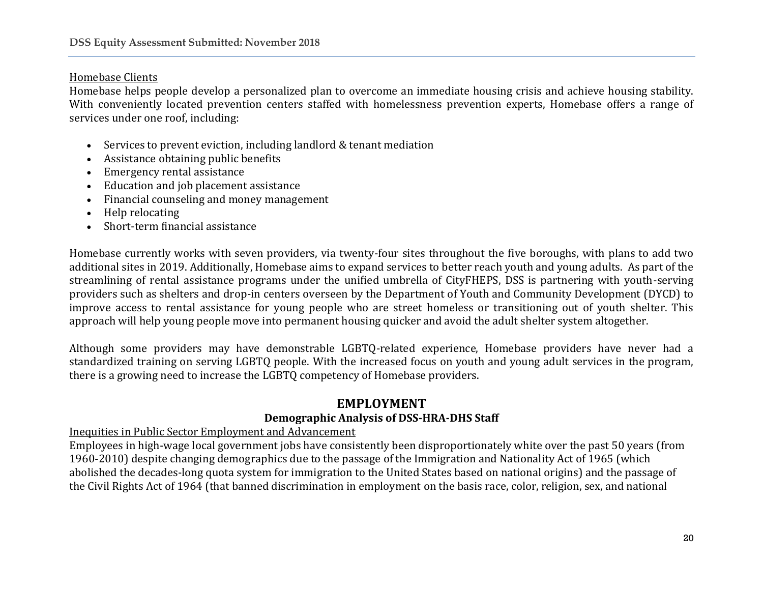Homebase Clients

Homebase helps people develop a personalized plan to overcome an immediate housing crisis and achieve housing stability. With conveniently located prevention centers staffed with homelessness prevention experts, Homebase offers a range of services under one roof, including:

- Services to prevent eviction, including landlord & tenant mediation
- Assistance obtaining public benefits
- Emergency rental assistance
- Education and job placement assistance
- Financial counseling and money management
- Help relocating
- Short-term financial assistance

Homebase currently works with seven providers, via twenty-four sites throughout the five boroughs, with plans to add two additional sites in 2019. Additionally, Homebase aims to expand services to better reach youth and young adults. As part of the streamlining of rental assistance programs under the unified umbrella of CityFHEPS, DSS is partnering with youth-serving providers such as shelters and drop-in centers overseen by the Department of Youth and Community Development (DYCD) to improve access to rental assistance for young people who are street homeless or transitioning out of youth shelter. This approach will help young people move into permanent housing quicker and avoid the adult shelter system altogether.

Although some providers may have demonstrable LGBTQ-related experience, Homebase providers have never had a standardized training on serving LGBTQ people. With the increased focus on youth and young adult services in the program, there is a growing need to increase the LGBTQ competency of Homebase providers.

## EMPLOYMENT

### Demographic Analysis of DSS-HRA-DHS Staff

Inequities in Public Sector Employment and Advancement

Employees in high-wage local government jobs have consistently been disproportionately white over the past 50 years (from 1960-2010) despite changing demographics due to the passage of the Immigration and Nationality Act of 1965 (which abolished the decades-long quota system for immigration to the United States based on national origins) and the passage of the Civil Rights Act of 1964 (that banned discrimination in employment on the basis race, color, religion, sex, and national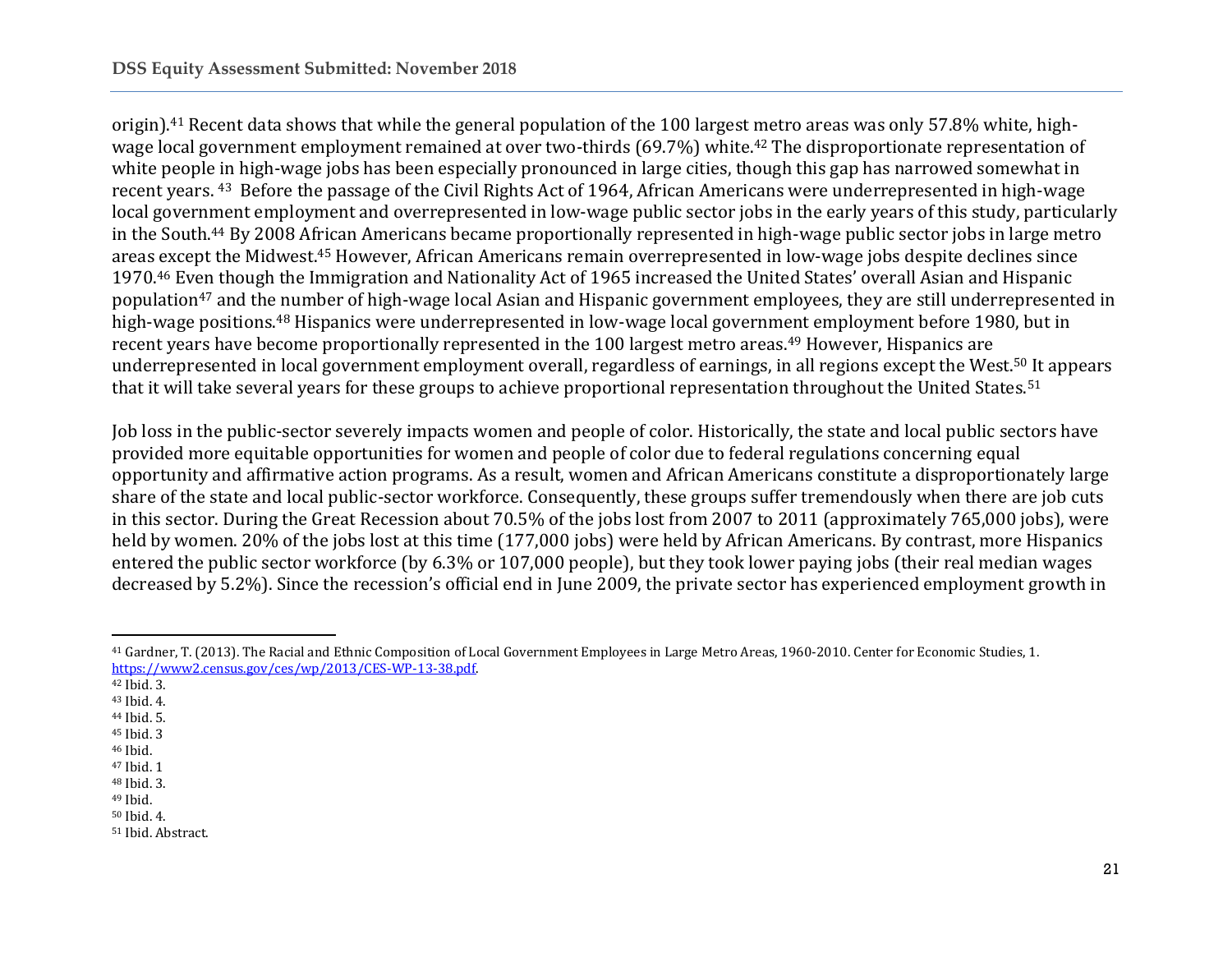origin).[41] Recent data shows that while the general population of the 100 largest metro areas was only 57.8% white, high-wage local government employment remained at over two-thirds (69.7%) white.[42] The disproportionate representation of white people in high-wage jobs has been especially pronounced in large cities, though this gap has narrowed somewhat in recent years. [43] Before the passage of the Civil Rights Act of 1964, African Americans were underrepresented in high-wage local government employment and overrepresented in low-wage public sector jobs in the early years of this study, particularly in the South.[44] By 2008 African Americans became proportionally represented in high-wage public sector jobs in large metro areas except the Midwest.[45] However, African Americans remain overrepresented in low-wage jobs despite declines since 1970.[46] Even though the Immigration and Nationality Act of 1965 increased the United States' overall Asian and Hispanic population[47] and the number of high-wage local Asian and Hispanic government employees, they are still underrepresented in high-wage positions.[48] Hispanics were underrepresented in low-wage local government employment before 1980, but in recent years have become proportionally represented in the 100 largest metro areas.[49] However, Hispanics are underrepresented in local government employment overall, regardless of earnings, in all regions except the West.[50] It appears that it will take several years for these groups to achieve proportional representation throughout the United States.[51]

Job loss in the public-sector severely impacts women and people of color. Historically, the state and local public sectors have provided more equitable opportunities for women and people of color due to federal regulations concerning equal opportunity and affirmative action programs. As a result, women and African Americans constitute a disproportionately large share of the state and local public-sector workforce. Consequently, these groups suffer tremendously when there are job cuts in this sector. During the Great Recession about 70.5% of the jobs lost from 2007 to 2011 (approximately 765,000 jobs), were held by women. 20% of the jobs lost at this time (177,000 jobs) were held by African Americans. By contrast, more Hispanics entered the public sector workforce (by 6.3% or 107,000 people), but they took lower paying jobs (their real median wages decreased by 5.2%). Since the recession's official end in June 2009, the private sector has experienced employment growth in

---

[41] Gardner, T. (2013). The Racial and Ethnic Composition of Local Government Employees in Large Metro Areas, 1960-2010. Center for Economic Studies, 1. https://www2.census.gov/ces/wp/2013/CES-WP-13-38.pdf.
[42] Ibid. 3.
[43] Ibid. 4.
[44] Ibid. 5.
[45] Ibid. 3
[46] Ibid.
[47] Ibid. 1
[48] Ibid. 3.
[49] Ibid.
[50] Ibid. 4.
[51] Ibid. Abstract.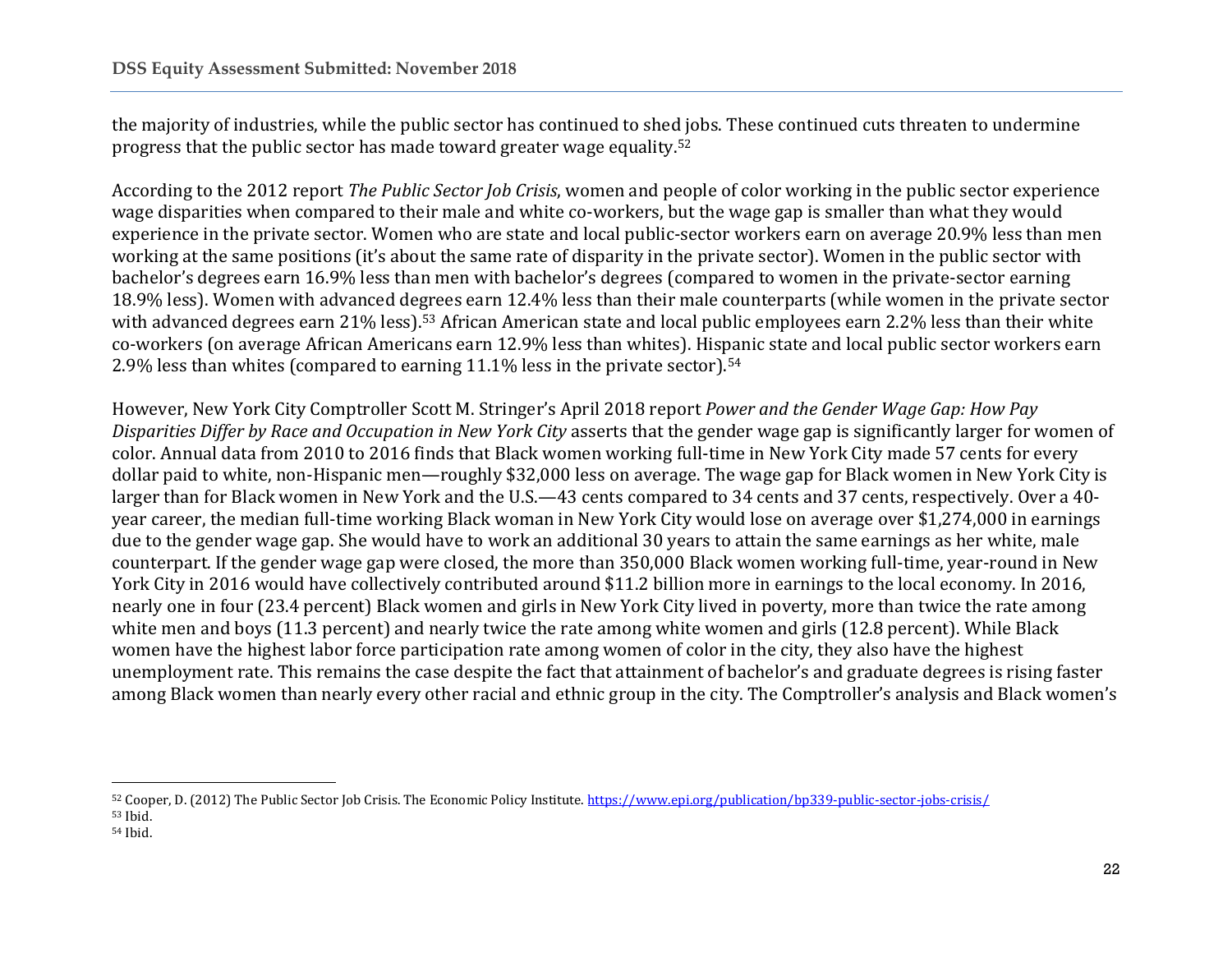the majority of industries, while the public sector has continued to shed jobs. These continued cuts threaten to undermine progress that the public sector has made toward greater wage equality.[52]

According to the 2012 report *The Public Sector Job Crisis*, women and people of color working in the public sector experience wage disparities when compared to their male and white co-workers, but the wage gap is smaller than what they would experience in the private sector. Women who are state and local public-sector workers earn on average 20.9% less than men working at the same positions (it's about the same rate of disparity in the private sector). Women in the public sector with bachelor's degrees earn 16.9% less than men with bachelor's degrees (compared to women in the private-sector earning 18.9% less). Women with advanced degrees earn 12.4% less than their male counterparts (while women in the private sector with advanced degrees earn 21% less).[53] African American state and local public employees earn 2.2% less than their white co-workers (on average African Americans earn 12.9% less than whites). Hispanic state and local public sector workers earn 2.9% less than whites (compared to earning 11.1% less in the private sector).[54]

However, New York City Comptroller Scott M. Stringer's April 2018 report *Power and the Gender Wage Gap: How Pay Disparities Differ by Race and Occupation in New York City* asserts that the gender wage gap is significantly larger for women of color. Annual data from 2010 to 2016 finds that Black women working full-time in New York City made 57 cents for every dollar paid to white, non-Hispanic men—roughly $32,000 less on average. The wage gap for Black women in New York City is larger than for Black women in New York and the U.S.—43 cents compared to 34 cents and 37 cents, respectively. Over a 40-year career, the median full-time working Black woman in New York City would lose on average over $1,274,000 in earnings due to the gender wage gap. She would have to work an additional 30 years to attain the same earnings as her white, male counterpart. If the gender wage gap were closed, the more than 350,000 Black women working full-time, year-round in New York City in 2016 would have collectively contributed around $11.2 billion more in earnings to the local economy. In 2016, nearly one in four (23.4 percent) Black women and girls in New York City lived in poverty, more than twice the rate among white men and boys (11.3 percent) and nearly twice the rate among white women and girls (12.8 percent). While Black women have the highest labor force participation rate among women of color in the city, they also have the highest unemployment rate. This remains the case despite the fact that attainment of bachelor's and graduate degrees is rising faster among Black women than nearly every other racial and ethnic group in the city. The Comptroller's analysis and Black women's

---

[52] Cooper, D. (2012) The Public Sector Job Crisis. The Economic Policy Institute. https://www.epi.org/publication/bp339-public-sector-jobs-crisis/

[53] Ibid.

[54] Ibid.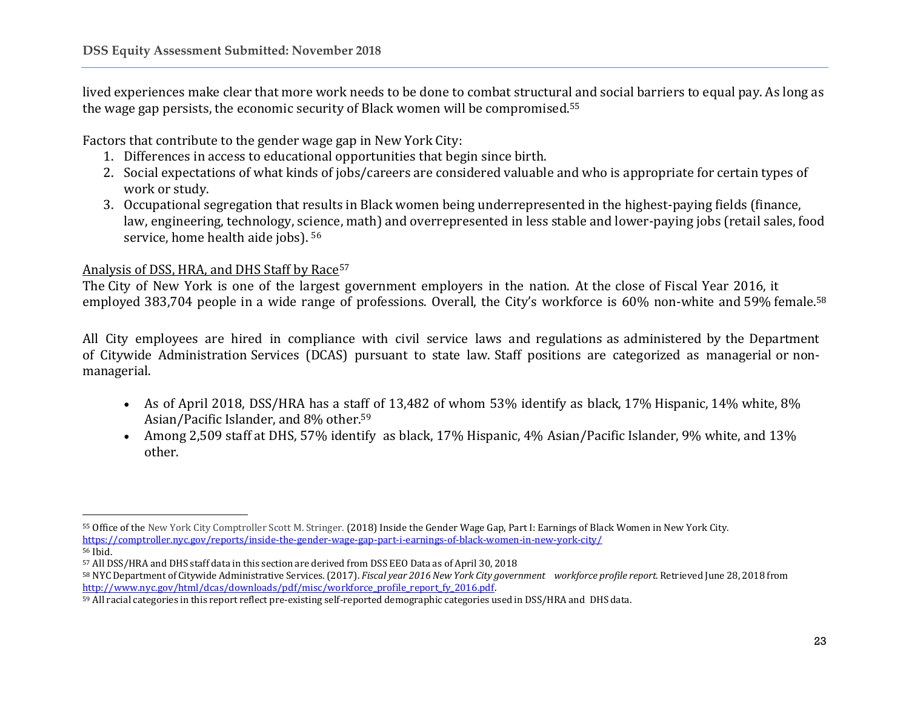lived experiences make clear that more work needs to be done to combat structural and social barriers to equal pay. As long as the wage gap persists, the economic security of Black women will be compromised.[55]

Factors that contribute to the gender wage gap in New York City:

1. Differences in access to educational opportunities that begin since birth.
2. Social expectations of what kinds of jobs/careers are considered valuable and who is appropriate for certain types of work or study.
3. Occupational segregation that results in Black women being underrepresented in the highest-paying fields (finance, law, engineering, technology, science, math) and overrepresented in less stable and lower-paying jobs (retail sales, food service, home health aide jobs). [56]

<u>Analysis of DSS, HRA, and DHS Staff by Race</u>[57]

The City of New York is one of the largest government employers in the nation. At the close of Fiscal Year 2016, it employed 383,704 people in a wide range of professions. Overall, the City's workforce is 60% non-white and 59% female.[58]

All City employees are hired in compliance with civil service laws and regulations as administered by the Department of Citywide Administration Services (DCAS) pursuant to state law. Staff positions are categorized as managerial or non-managerial.

- As of April 2018, DSS/HRA has a staff of 13,482 of whom 53% identify as black, 17% Hispanic, 14% white, 8% Asian/Pacific Islander, and 8% other.[59]
- Among 2,509 staff at DHS, 57% identify as black, 17% Hispanic, 4% Asian/Pacific Islander, 9% white, and 13% other.

---

[55] Office of the New York City Comptroller Scott M. Stringer. (2018) Inside the Gender Wage Gap, Part I: Earnings of Black Women in New York City. https://comptroller.nyc.gov/reports/inside-the-gender-wage-gap-part-i-earnings-of-black-women-in-new-york-city/

[56] Ibid.

[57] All DSS/HRA and DHS staff data in this section are derived from DSS EEO Data as of April 30, 2018

[58] NYC Department of Citywide Administrative Services. (2017). *Fiscal year 2016 New York City government workforce profile report.* Retrieved June 28, 2018 from http://www.nyc.gov/html/dcas/downloads/pdf/misc/workforce_profile_report_fy_2016.pdf.

[59] All racial categories in this report reflect pre-existing self-reported demographic categories used in DSS/HRA and DHS data.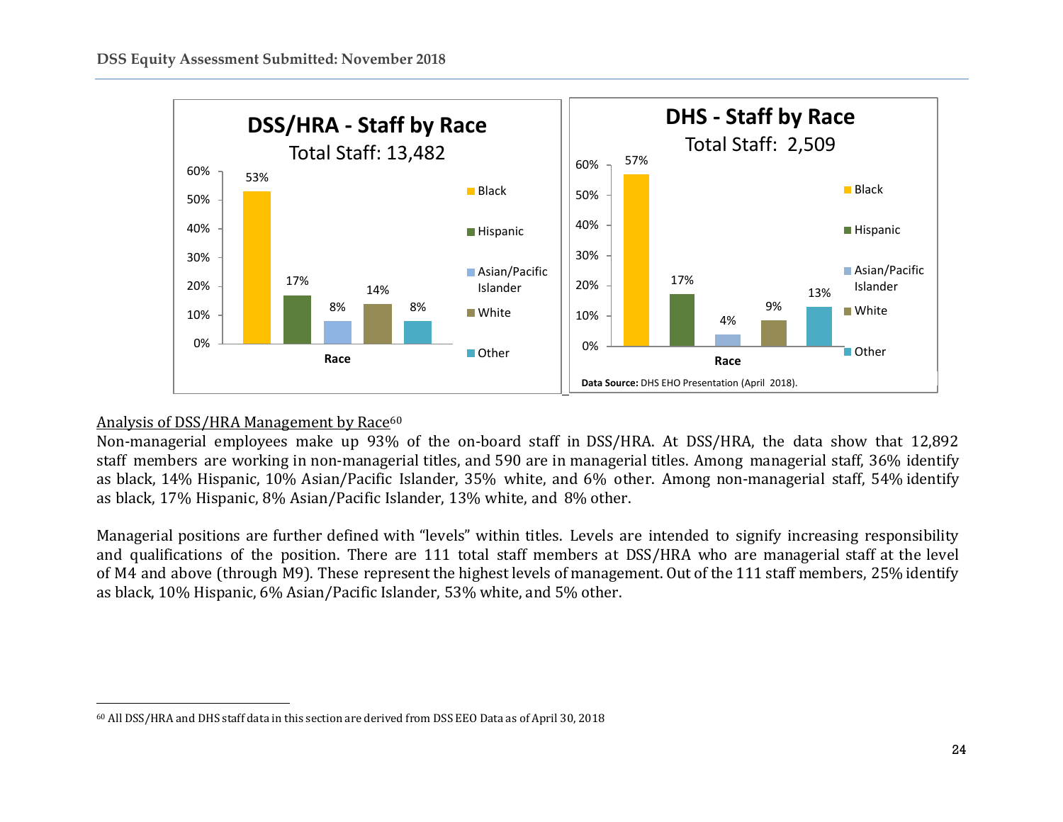**DSS/HRA - Staff by Race**

Total Staff: 13,482

| Race | Percentage |
| --- | --- |
| Black | 53% |
| Hispanic | 17% |
| Asian/Pacific Islander | 8% |
| White | 14% |
| Other | 8% |

**DHS - Staff by Race**

Total Staff: 2,509

| Race | Percentage |
| --- | --- |
| Black | 57% |
| Hispanic | 17% |
| Asian/Pacific Islander | 4% |
| White | 9% |
| Other | 13% |

**Data Source:** DHS EHO Presentation (April 2018).

Analysis of DSS/HRA Management by Race[60]

Non-managerial employees make up 93% of the on-board staff in DSS/HRA. At DSS/HRA, the data show that 12,892 staff members are working in non-managerial titles, and 590 are in managerial titles. Among managerial staff, 36% identify as black, 14% Hispanic, 10% Asian/Pacific Islander, 35% white, and 6% other. Among non-managerial staff, 54% identify as black, 17% Hispanic, 8% Asian/Pacific Islander, 13% white, and 8% other.

Managerial positions are further defined with "levels" within titles. Levels are intended to signify increasing responsibility and qualifications of the position. There are 111 total staff members at DSS/HRA who are managerial staff at the level of M4 and above (through M9). These represent the highest levels of management. Out of the 111 staff members, 25% identify as black, 10% Hispanic, 6% Asian/Pacific Islander, 53% white, and 5% other.

[60] All DSS/HRA and DHS staff data in this section are derived from DSS EEO Data as of April 30, 2018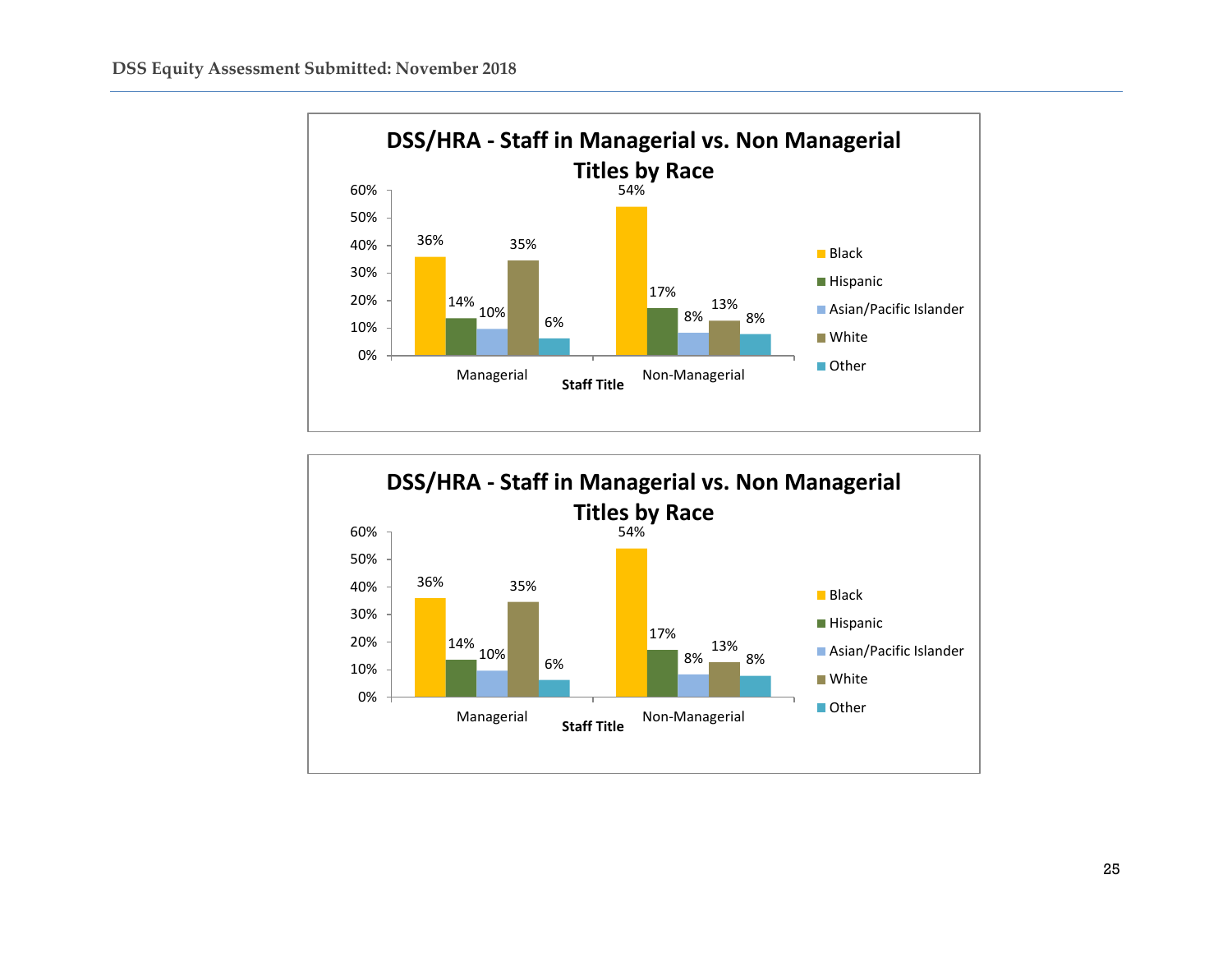## DSS/HRA - Staff in Managerial vs. Non Managerial Titles by Race

| Staff Title | Black | Hispanic | Asian/Pacific Islander | White | Other |
|---|---|---|---|---|---|
| Managerial | 36% | 14% | 10% | 35% | 6% |
| Non-Managerial | 54% | 17% | 8% | 13% | 8% |

## DSS/HRA - Staff in Managerial vs. Non Managerial Titles by Race

| Staff Title | Black | Hispanic | Asian/Pacific Islander | White | Other |
|---|---|---|---|---|---|
| Managerial | 36% | 14% | 10% | 35% | 6% |
| Non-Managerial | 54% | 17% | 8% | 13% | 8% |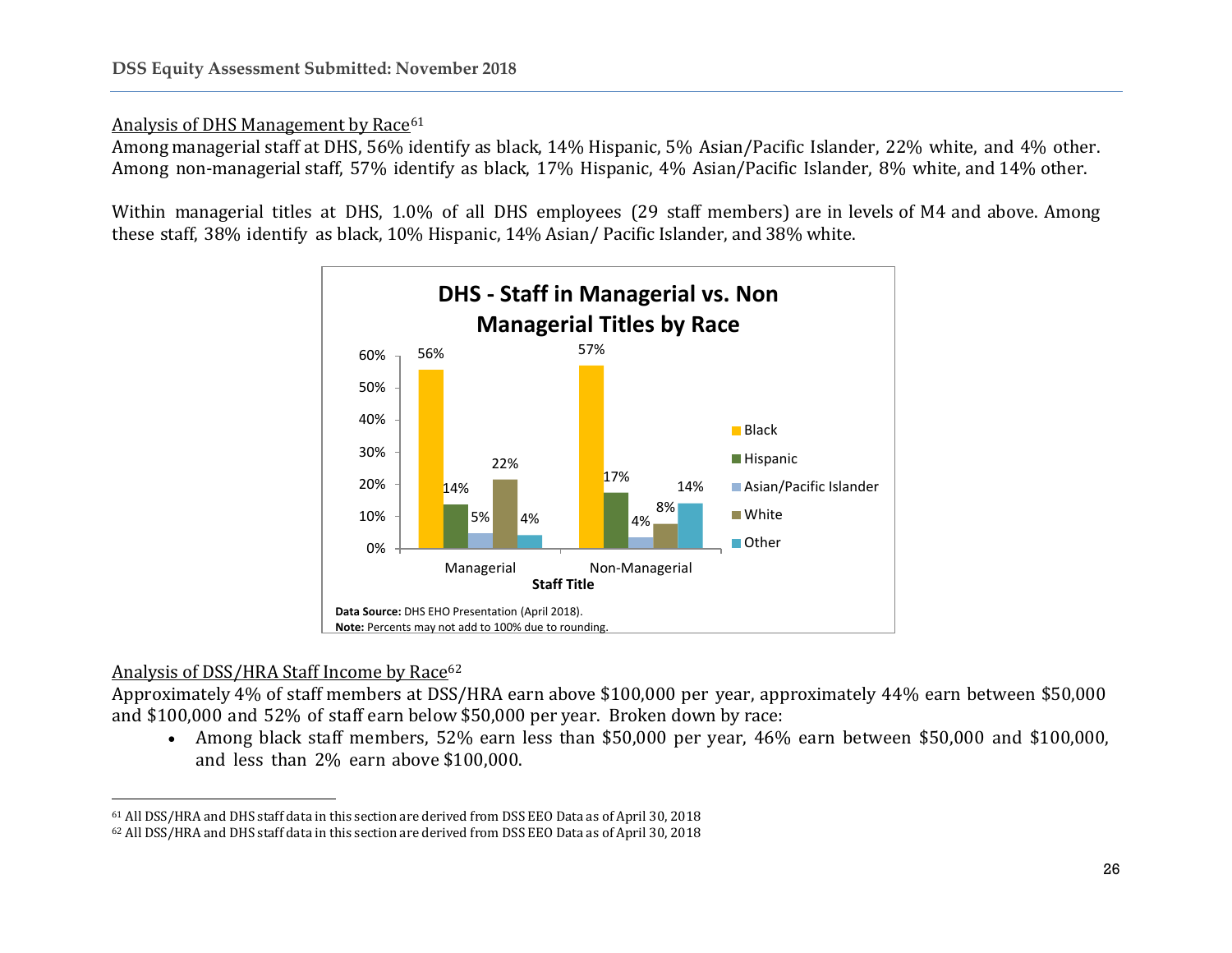Analysis of DHS Management by Race[61]

Among managerial staff at DHS, 56% identify as black, 14% Hispanic, 5% Asian/Pacific Islander, 22% white, and 4% other. Among non-managerial staff, 57% identify as black, 17% Hispanic, 4% Asian/Pacific Islander, 8% white, and 14% other.

Within managerial titles at DHS, 1.0% of all DHS employees (29 staff members) are in levels of M4 and above. Among these staff, 38% identify as black, 10% Hispanic, 14% Asian/ Pacific Islander, and 38% white.

**DHS - Staff in Managerial vs. Non Managerial Titles by Race**

| Staff Title | Black | Hispanic | Asian/Pacific Islander | White | Other |
|---|---|---|---|---|---|
| Managerial | 56% | 14% | 5% | 22% | 4% |
| Non-Managerial | 57% | 17% | 4% | 8% | 14% |

**Data Source:** DHS EHO Presentation (April 2018).
**Note:** Percents may not add to 100% due to rounding.

Analysis of DSS/HRA Staff Income by Race[62]

Approximately 4% of staff members at DSS/HRA earn above $100,000 per year, approximately 44% earn between $50,000 and $100,000 and 52% of staff earn below $50,000 per year. Broken down by race:

- Among black staff members, 52% earn less than $50,000 per year, 46% earn between $50,000 and $100,000, and less than 2% earn above $100,000.

---

[61] All DSS/HRA and DHS staff data in this section are derived from DSS EEO Data as of April 30, 2018

[62] All DSS/HRA and DHS staff data in this section are derived from DSS EEO Data as of April 30, 2018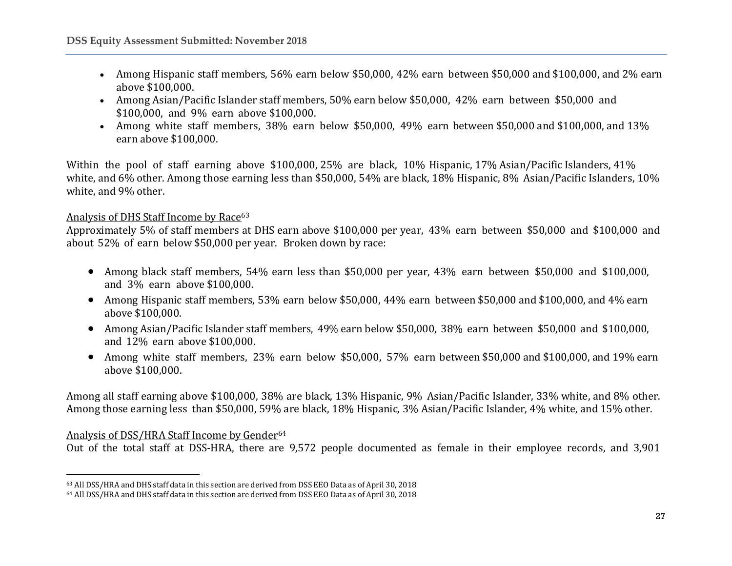- Among Hispanic staff members, 56% earn below $50,000, 42% earn between $50,000 and $100,000, and 2% earn above $100,000.
- Among Asian/Pacific Islander staff members, 50% earn below $50,000, 42% earn between $50,000 and $100,000, and 9% earn above $100,000.
- Among white staff members, 38% earn below $50,000, 49% earn between $50,000 and $100,000, and 13% earn above $100,000.

Within the pool of staff earning above $100,000, 25% are black, 10% Hispanic, 17% Asian/Pacific Islanders, 41% white, and 6% other. Among those earning less than $50,000, 54% are black, 18% Hispanic, 8% Asian/Pacific Islanders, 10% white, and 9% other.

Analysis of DHS Staff Income by Race[63]

Approximately 5% of staff members at DHS earn above $100,000 per year, 43% earn between $50,000 and $100,000 and about 52% of earn below $50,000 per year. Broken down by race:

- Among black staff members, 54% earn less than $50,000 per year, 43% earn between $50,000 and $100,000, and 3% earn above $100,000.
- Among Hispanic staff members, 53% earn below $50,000, 44% earn between $50,000 and $100,000, and 4% earn above $100,000.
- Among Asian/Pacific Islander staff members, 49% earn below $50,000, 38% earn between $50,000 and $100,000, and 12% earn above $100,000.
- Among white staff members, 23% earn below $50,000, 57% earn between $50,000 and $100,000, and 19% earn above $100,000.

Among all staff earning above $100,000, 38% are black, 13% Hispanic, 9% Asian/Pacific Islander, 33% white, and 8% other. Among those earning less than $50,000, 59% are black, 18% Hispanic, 3% Asian/Pacific Islander, 4% white, and 15% other.

Analysis of DSS/HRA Staff Income by Gender[64]

Out of the total staff at DSS-HRA, there are 9,572 people documented as female in their employee records, and 3,901

[63] All DSS/HRA and DHS staff data in this section are derived from DSS EEO Data as of April 30, 2018

[64] All DSS/HRA and DHS staff data in this section are derived from DSS EEO Data as of April 30, 2018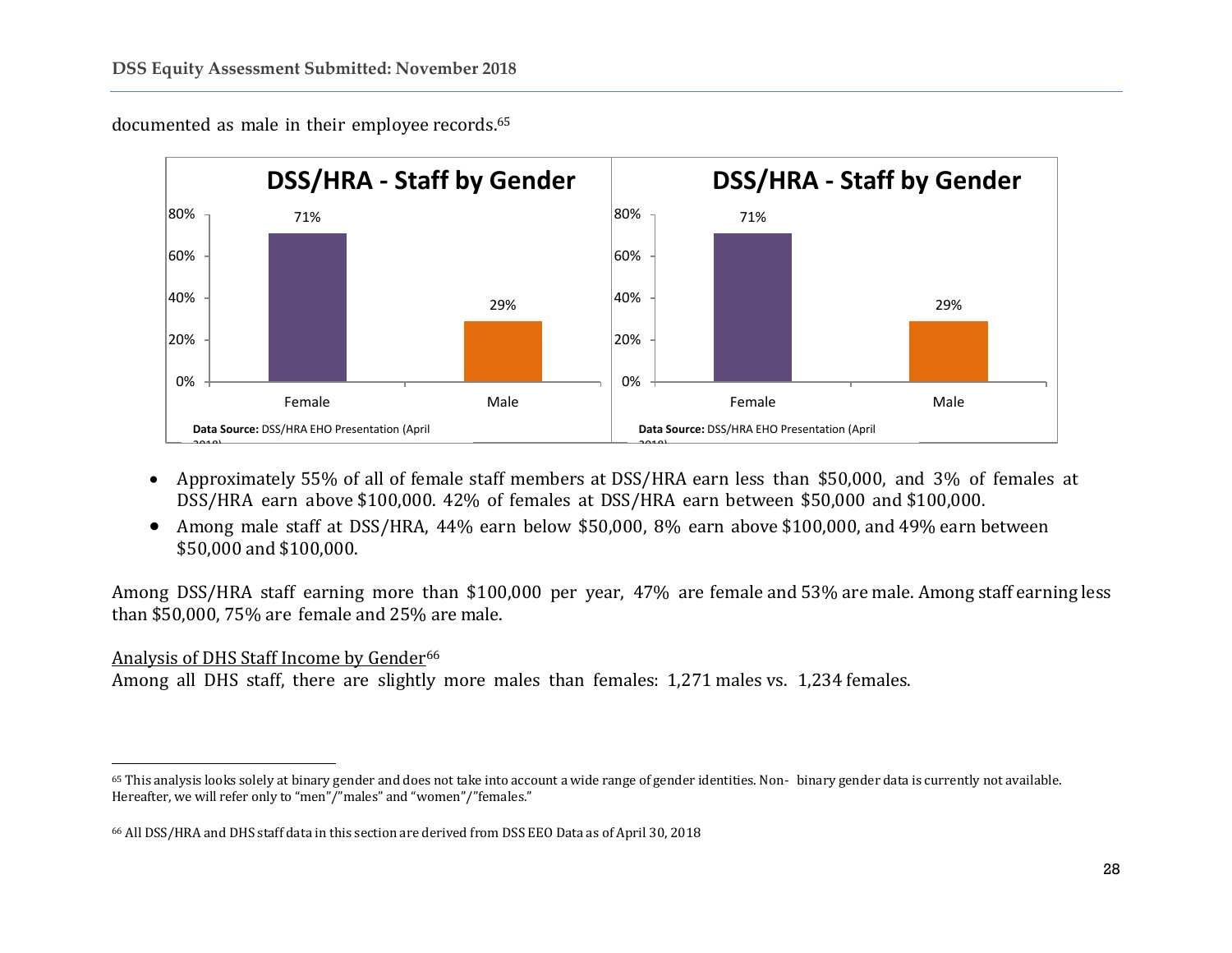documented as male in their employee records.[65]

**DSS/HRA - Staff by Gender**

| | Female | Male |
|---|---|---|
| DSS/HRA | 71% | 29% |

**Data Source:** DSS/HRA EHO Presentation (April 2018)

**DSS/HRA - Staff by Gender**

| | Female | Male |
|---|---|---|
| DSS/HRA | 71% | 29% |

**Data Source:** DSS/HRA EHO Presentation (April 2018)

- Approximately 55% of all of female staff members at DSS/HRA earn less than $50,000, and 3% of females at DSS/HRA earn above $100,000. 42% of females at DSS/HRA earn between $50,000 and $100,000.
- Among male staff at DSS/HRA, 44% earn below $50,000, 8% earn above $100,000, and 49% earn between $50,000 and $100,000.

Among DSS/HRA staff earning more than $100,000 per year, 47% are female and 53% are male. Among staff earning less than $50,000, 75% are female and 25% are male.

<u>Analysis of DHS Staff Income by Gender</u>[66]

Among all DHS staff, there are slightly more males than females: 1,271 males vs. 1,234 females.

---

[65] This analysis looks solely at binary gender and does not take into account a wide range of gender identities. Non- binary gender data is currently not available. Hereafter, we will refer only to "men"/"males" and "women"/"females."

[66] All DSS/HRA and DHS staff data in this section are derived from DSS EEO Data as of April 30, 2018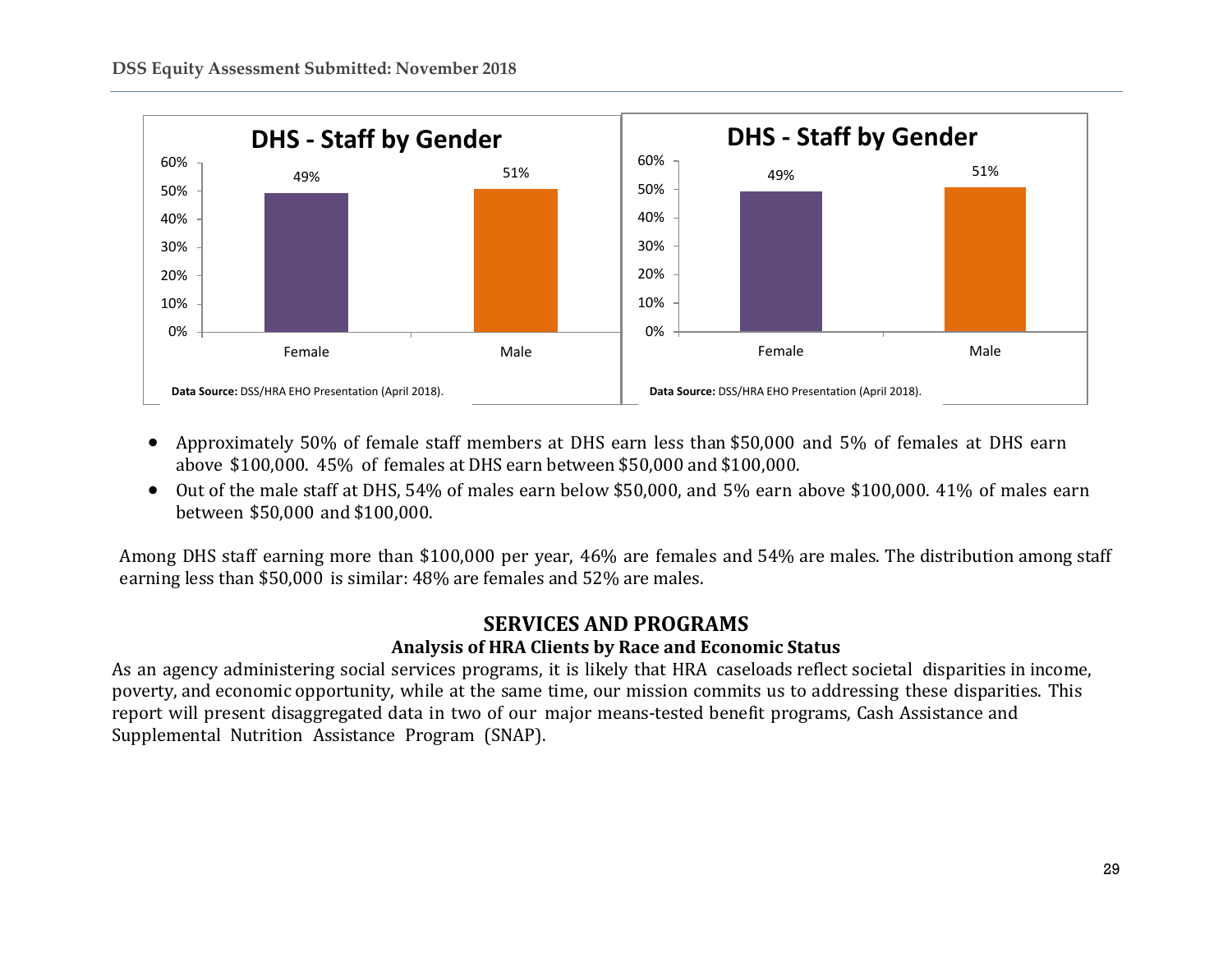**DHS - Staff by Gender**

| | Female | Male |
|---|---|---|
| Percentage | 49% | 51% |

Data Source: DSS/HRA EHO Presentation (April 2018).

**DHS - Staff by Gender**

| | Female | Male |
|---|---|---|
| Percentage | 49% | 51% |

Data Source: DSS/HRA EHO Presentation (April 2018).

- Approximately 50% of female staff members at DHS earn less than $50,000 and 5% of females at DHS earn above $100,000. 45% of females at DHS earn between $50,000 and $100,000.
- Out of the male staff at DHS, 54% of males earn below $50,000, and 5% earn above $100,000. 41% of males earn between $50,000 and $100,000.

Among DHS staff earning more than $100,000 per year, 46% are females and 54% are males. The distribution among staff earning less than $50,000 is similar: 48% are females and 52% are males.

## SERVICES AND PROGRAMS

### Analysis of HRA Clients by Race and Economic Status

As an agency administering social services programs, it is likely that HRA caseloads reflect societal disparities in income, poverty, and economic opportunity, while at the same time, our mission commits us to addressing these disparities. This report will present disaggregated data in two of our major means-tested benefit programs, Cash Assistance and Supplemental Nutrition Assistance Program (SNAP).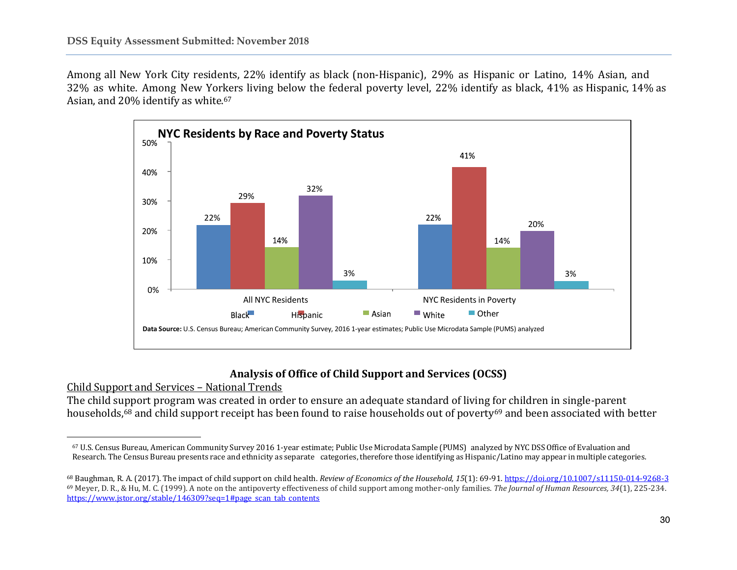Among all New York City residents, 22% identify as black (non-Hispanic), 29% as Hispanic or Latino, 14% Asian, and 32% as white. Among New Yorkers living below the federal poverty level, 22% identify as black, 41% as Hispanic, 14% as Asian, and 20% identify as white.[67]

**NYC Residents by Race and Poverty Status**

| | Black | Hispanic | Asian | White | Other |
|---|---|---|---|---|---|
| All NYC Residents | 22% | 29% | 14% | 32% | 3% |
| NYC Residents in Poverty | 22% | 41% | 14% | 20% | 3% |

**Data Source:** U.S. Census Bureau; American Community Survey, 2016 1-year estimates; Public Use Microdata Sample (PUMS) analyzed

## Analysis of Office of Child Support and Services (OCSS)

Child Support and Services – National Trends

The child support program was created in order to ensure an adequate standard of living for children in single-parent households,[68] and child support receipt has been found to raise households out of poverty[69] and been associated with better

---

[67] U.S. Census Bureau, American Community Survey 2016 1-year estimate; Public Use Microdata Sample (PUMS) analyzed by NYC DSS Office of Evaluation and Research. The Census Bureau presents race and ethnicity as separate categories, therefore those identifying as Hispanic/Latino may appear in multiple categories.

[68] Baughman, R. A. (2017). The impact of child support on child health. *Review of Economics of the Household, 15*(1): 69-91. https://doi.org/10.1007/s11150-014-9268-3

[69] Meyer, D. R., & Hu, M. C. (1999). A note on the antipoverty effectiveness of child support among mother-only families. *The Journal of Human Resources, 34*(1), 225-234. https://www.jstor.org/stable/146309?seq=1#page_scan_tab_contents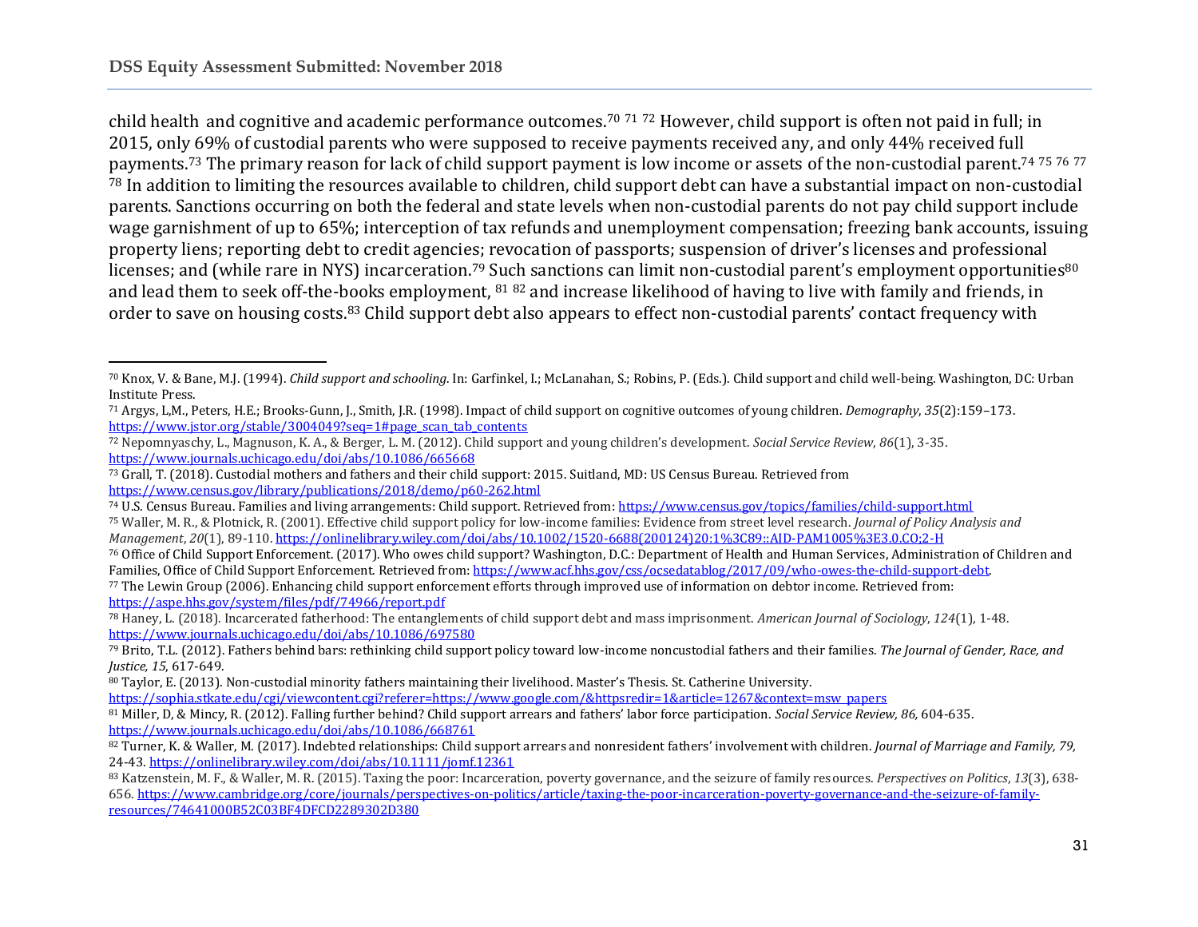child health and cognitive and academic performance outcomes.[70] [71] [72] However, child support is often not paid in full; in 2015, only 69% of custodial parents who were supposed to receive payments received any, and only 44% received full payments.[73] The primary reason for lack of child support payment is low income or assets of the non-custodial parent.[74] [75] [76] [77] [78] In addition to limiting the resources available to children, child support debt can have a substantial impact on non-custodial parents. Sanctions occurring on both the federal and state levels when non-custodial parents do not pay child support include wage garnishment of up to 65%; interception of tax refunds and unemployment compensation; freezing bank accounts, issuing property liens; reporting debt to credit agencies; revocation of passports; suspension of driver's licenses and professional licenses; and (while rare in NYS) incarceration.[79] Such sanctions can limit non-custodial parent's employment opportunities[80] and lead them to seek off-the-books employment, [81] [82] and increase likelihood of having to live with family and friends, in order to save on housing costs.[83] Child support debt also appears to effect non-custodial parents' contact frequency with

---

[70] Knox, V. & Bane, M.J. (1994). *Child support and schooling*. In: Garfinkel, I.; McLanahan, S.; Robins, P. (Eds.). Child support and child well-being. Washington, DC: Urban Institute Press.

[71] Argys, L,M., Peters, H.E.; Brooks-Gunn, J., Smith, J.R. (1998). Impact of child support on cognitive outcomes of young children. *Demography*, *35*(2):159–173. https://www.jstor.org/stable/3004049?seq=1#page_scan_tab_contents

[72] Nepomnyaschy, L., Magnuson, K. A., & Berger, L. M. (2012). Child support and young children's development. *Social Service Review*, *86*(1), 3-35. https://www.journals.uchicago.edu/doi/abs/10.1086/665668

[73] Grall, T. (2018). Custodial mothers and fathers and their child support: 2015. Suitland, MD: US Census Bureau. Retrieved from https://www.census.gov/library/publications/2018/demo/p60-262.html

[74] U.S. Census Bureau. Families and living arrangements: Child support. Retrieved from: https://www.census.gov/topics/families/child-support.html

[75] Waller, M. R., & Plotnick, R. (2001). Effective child support policy for low-income families: Evidence from street level research. *Journal of Policy Analysis and Management*, *20*(1), 89-110. https://onlinelibrary.wiley.com/doi/abs/10.1002/1520-6688(200124)20:1%3C89::AID-PAM1005%3E3.0.CO;2-H

[76] Office of Child Support Enforcement. (2017). Who owes child support? Washington, D.C.: Department of Health and Human Services, Administration of Children and Families, Office of Child Support Enforcement. Retrieved from: https://www.acf.hhs.gov/css/ocsedatablog/2017/09/who-owes-the-child-support-debt.

[77] The Lewin Group (2006). Enhancing child support enforcement efforts through improved use of information on debtor income. Retrieved from: https://aspe.hhs.gov/system/files/pdf/74966/report.pdf

[78] Haney, L. (2018). Incarcerated fatherhood: The entanglements of child support debt and mass imprisonment. *American Journal of Sociology*, *124*(1), 1-48. https://www.journals.uchicago.edu/doi/abs/10.1086/697580

[79] Brito, T.L. (2012). Fathers behind bars: rethinking child support policy toward low-income noncustodial fathers and their families. *The Journal of Gender, Race, and Justice, 15*, 617-649.

[80] Taylor, E. (2013). Non-custodial minority fathers maintaining their livelihood. Master's Thesis. St. Catherine University. https://sophia.stkate.edu/cgi/viewcontent.cgi?referer=https://www.google.com/&httpsredir=1&article=1267&context=msw_papers

[81] Miller, D, & Mincy, R. (2012). Falling further behind? Child support arrears and fathers' labor force participation. *Social Service Review, 86,* 604-635. https://www.journals.uchicago.edu/doi/abs/10.1086/668761

[82] Turner, K. & Waller, M. (2017). Indebted relationships: Child support arrears and nonresident fathers' involvement with children. *Journal of Marriage and Family, 79,* 24-43. https://onlinelibrary.wiley.com/doi/abs/10.1111/jomf.12361

[83] Katzenstein, M. F., & Waller, M. R. (2015). Taxing the poor: Incarceration, poverty governance, and the seizure of family resources. *Perspectives on Politics*, *13*(3), 638-656. https://www.cambridge.org/core/journals/perspectives-on-politics/article/taxing-the-poor-incarceration-poverty-governance-and-the-seizure-of-family-resources/74641000B52C03BF4DFCD2289302D380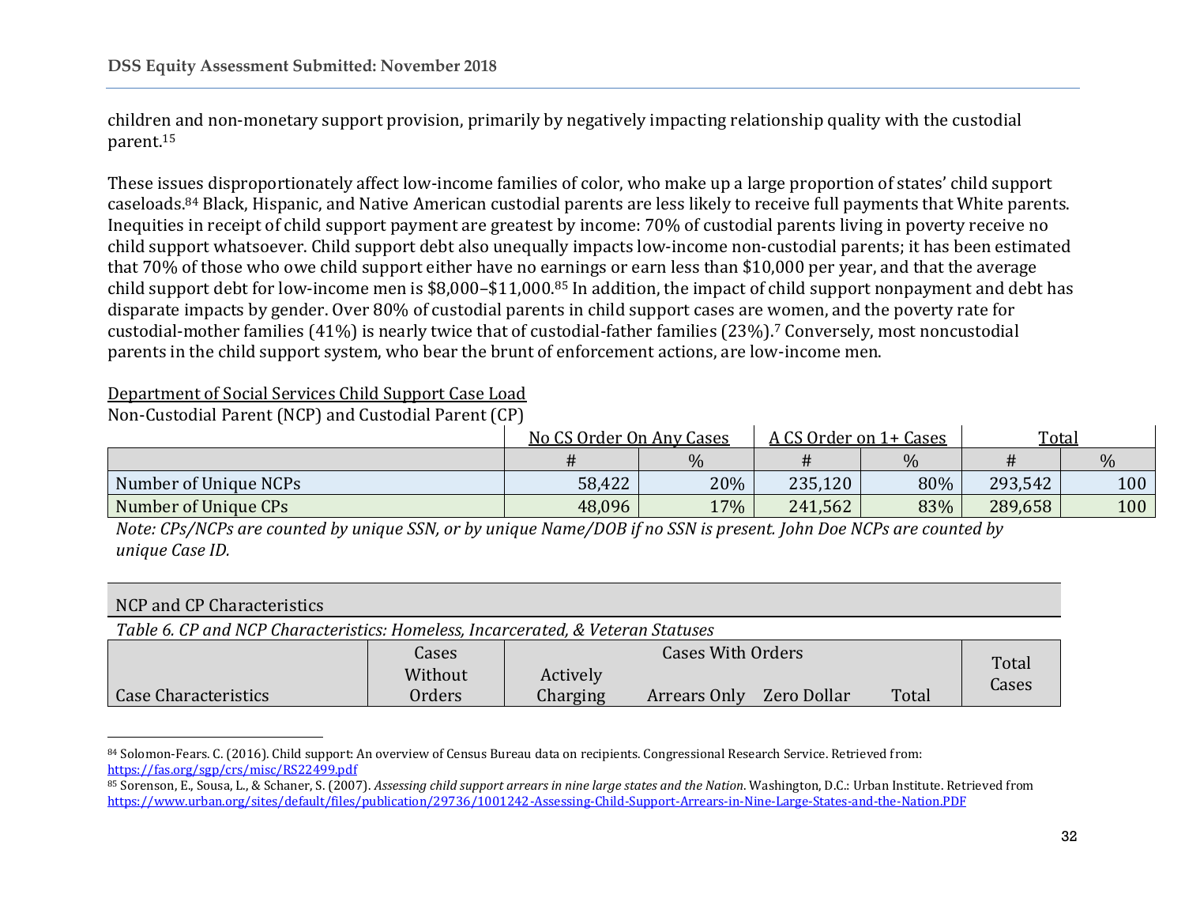children and non-monetary support provision, primarily by negatively impacting relationship quality with the custodial parent.[15]

These issues disproportionately affect low-income families of color, who make up a large proportion of states' child support caseloads.[84] Black, Hispanic, and Native American custodial parents are less likely to receive full payments that White parents. Inequities in receipt of child support payment are greatest by income: 70% of custodial parents living in poverty receive no child support whatsoever. Child support debt also unequally impacts low-income non-custodial parents; it has been estimated that 70% of those who owe child support either have no earnings or earn less than $10,000 per year, and that the average child support debt for low-income men is $8,000–$11,000.[85] In addition, the impact of child support nonpayment and debt has disparate impacts by gender. Over 80% of custodial parents in child support cases are women, and the poverty rate for custodial-mother families (41%) is nearly twice that of custodial-father families (23%).[7] Conversely, most noncustodial parents in the child support system, who bear the brunt of enforcement actions, are low-income men.

Department of Social Services Child Support Case Load

Non-Custodial Parent (NCP) and Custodial Parent (CP)

| | No CS Order On Any Cases | | A CS Order on 1+ Cases | | Total | |
|---|---|---|---|---|---|---|
| | # | % | # | % | # | % |
| Number of Unique NCPs | 58,422 | 20% | 235,120 | 80% | 293,542 | 100 |
| Number of Unique CPs | 48,096 | 17% | 241,562 | 83% | 289,658 | 100 |

*Note: CPs/NCPs are counted by unique SSN, or by unique Name/DOB if no SSN is present. John Doe NCPs are counted by unique Case ID.*

NCP and CP Characteristics

*Table 6. CP and NCP Characteristics: Homeless, Incarcerated, & Veteran Statuses*

| Case Characteristics | Cases Without Orders | Cases With Orders | | | | Total Cases |
|---|---|---|---|---|---|---|
| | | Actively Charging | Arrears Only | Zero Dollar | Total | |

[84] Solomon-Fears. C. (2016). Child support: An overview of Census Bureau data on recipients. Congressional Research Service. Retrieved from: https://fas.org/sgp/crs/misc/RS22499.pdf

[85] Sorenson, E., Sousa, L., & Schaner, S. (2007). *Assessing child support arrears in nine large states and the Nation*. Washington, D.C.: Urban Institute. Retrieved from https://www.urban.org/sites/default/files/publication/29736/1001242-Assessing-Child-Support-Arrears-in-Nine-Large-States-and-the-Nation.PDF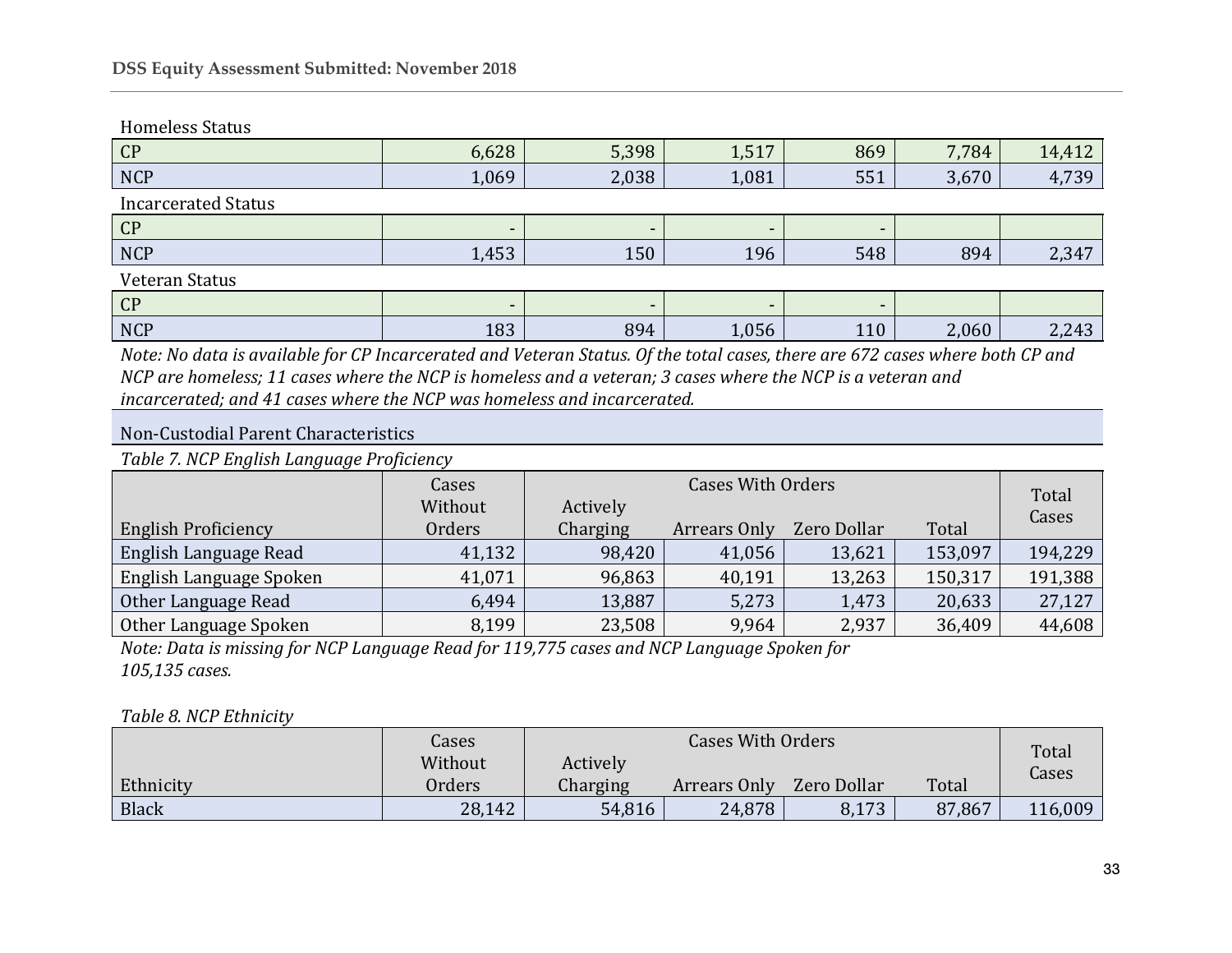| Homeless Status | | | | | | |
|---|---|---|---|---|---|---|
| CP | 6,628 | 5,398 | 1,517 | 869 | 7,784 | 14,412 |
| NCP | 1,069 | 2,038 | 1,081 | 551 | 3,670 | 4,739 |
| **Incarcerated Status** | | | | | | |
| CP | - | - | - | - | | |
| NCP | 1,453 | 150 | 196 | 548 | 894 | 2,347 |
| **Veteran Status** | | | | | | |
| CP | - | - | - | - | | |
| NCP | 183 | 894 | 1,056 | 110 | 2,060 | 2,243 |

*Note: No data is available for CP Incarcerated and Veteran Status. Of the total cases, there are 672 cases where both CP and NCP are homeless; 11 cases where the NCP is homeless and a veteran; 3 cases where the NCP is a veteran and incarcerated; and 41 cases where the NCP was homeless and incarcerated.*

## Non-Custodial Parent Characteristics

*Table 7. NCP English Language Proficiency*

| English Proficiency | Cases Without Orders | Cases With Orders | | | | Total Cases |
|---|---|---|---|---|---|---|
| | | Actively Charging | Arrears Only | Zero Dollar | Total | |
| English Language Read | 41,132 | 98,420 | 41,056 | 13,621 | 153,097 | 194,229 |
| English Language Spoken | 41,071 | 96,863 | 40,191 | 13,263 | 150,317 | 191,388 |
| Other Language Read | 6,494 | 13,887 | 5,273 | 1,473 | 20,633 | 27,127 |
| Other Language Spoken | 8,199 | 23,508 | 9,964 | 2,937 | 36,409 | 44,608 |

*Note: Data is missing for NCP Language Read for 119,775 cases and NCP Language Spoken for 105,135 cases.*

*Table 8. NCP Ethnicity*

| Ethnicity | Cases Without Orders | Cases With Orders | | | | Total Cases |
|---|---|---|---|---|---|---|
| | | Actively Charging | Arrears Only | Zero Dollar | Total | |
| Black | 28,142 | 54,816 | 24,878 | 8,173 | 87,867 | 116,009 |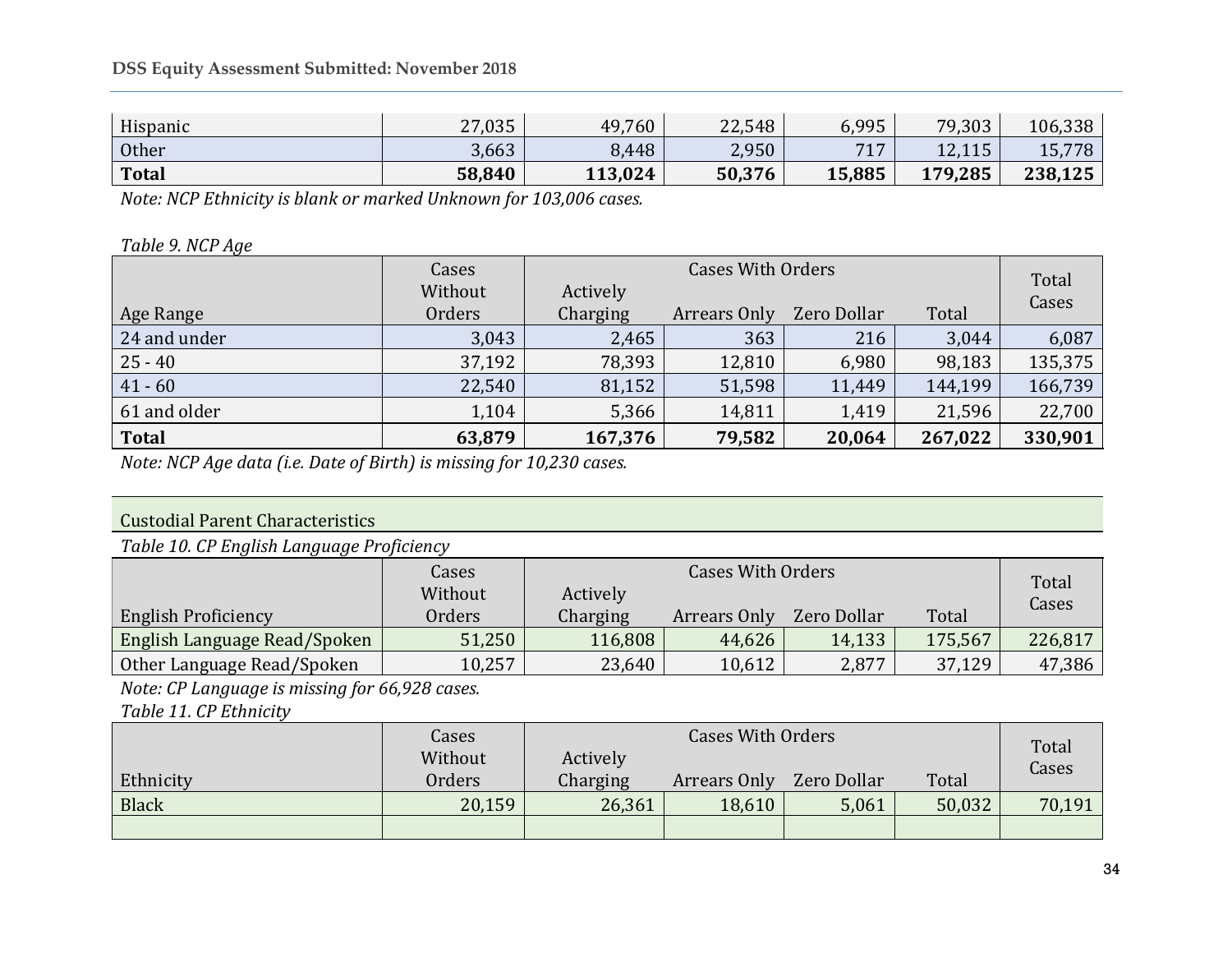| Hispanic | 27,035 | 49,760 | 22,548 | 6,995 | 79,303 | 106,338 |
|---|---|---|---|---|---|---|
| Other | 3,663 | 8,448 | 2,950 | 717 | 12,115 | 15,778 |
| **Total** | **58,840** | **113,024** | **50,376** | **15,885** | **179,285** | **238,125** |

*Note: NCP Ethnicity is blank or marked Unknown for 103,006 cases.*

*Table 9. NCP Age*

| Age Range | Cases Without Orders | Cases With Orders | | | | Total Cases |
|---|---|---|---|---|---|---|
| | | Actively Charging | Arrears Only | Zero Dollar | Total | |
| 24 and under | 3,043 | 2,465 | 363 | 216 | 3,044 | 6,087 |
| 25 - 40 | 37,192 | 78,393 | 12,810 | 6,980 | 98,183 | 135,375 |
| 41 - 60 | 22,540 | 81,152 | 51,598 | 11,449 | 144,199 | 166,739 |
| 61 and older | 1,104 | 5,366 | 14,811 | 1,419 | 21,596 | 22,700 |
| **Total** | **63,879** | **167,376** | **79,582** | **20,064** | **267,022** | **330,901** |

*Note: NCP Age data (i.e. Date of Birth) is missing for 10,230 cases.*

## Custodial Parent Characteristics

*Table 10. CP English Language Proficiency*

| English Proficiency | Cases Without Orders | Cases With Orders | | | | Total Cases |
|---|---|---|---|---|---|---|
| | | Actively Charging | Arrears Only | Zero Dollar | Total | |
| English Language Read/Spoken | 51,250 | 116,808 | 44,626 | 14,133 | 175,567 | 226,817 |
| Other Language Read/Spoken | 10,257 | 23,640 | 10,612 | 2,877 | 37,129 | 47,386 |

*Note: CP Language is missing for 66,928 cases.*

*Table 11. CP Ethnicity*

| Ethnicity | Cases Without Orders | Cases With Orders | | | | Total Cases |
|---|---|---|---|---|---|---|
| | | Actively Charging | Arrears Only | Zero Dollar | Total | |
| Black | 20,159 | 26,361 | 18,610 | 5,061 | 50,032 | 70,191 |
| | | | | | | |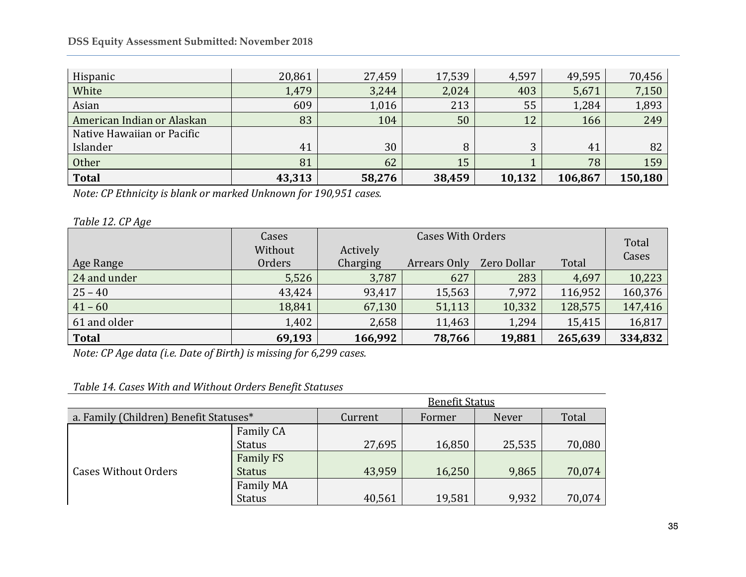| Hispanic | 20,861 | 27,459 | 17,539 | 4,597 | 49,595 | 70,456 |
|---|---|---|---|---|---|---|
| White | 1,479 | 3,244 | 2,024 | 403 | 5,671 | 7,150 |
| Asian | 609 | 1,016 | 213 | 55 | 1,284 | 1,893 |
| American Indian or Alaskan | 83 | 104 | 50 | 12 | 166 | 249 |
| Native Hawaiian or Pacific Islander | 41 | 30 | 8 | 3 | 41 | 82 |
| Other | 81 | 62 | 15 | 1 | 78 | 159 |
| **Total** | **43,313** | **58,276** | **38,459** | **10,132** | **106,867** | **150,180** |

*Note: CP Ethnicity is blank or marked Unknown for 190,951 cases.*

*Table 12. CP Age*

| Age Range | Cases Without Orders | Cases With Orders | | | | Total Cases |
|---|---|---|---|---|---|---|
| | | Actively Charging | Arrears Only | Zero Dollar | Total | |
| 24 and under | 5,526 | 3,787 | 627 | 283 | 4,697 | 10,223 |
| 25 – 40 | 43,424 | 93,417 | 15,563 | 7,972 | 116,952 | 160,376 |
| 41 – 60 | 18,841 | 67,130 | 51,113 | 10,332 | 128,575 | 147,416 |
| 61 and older | 1,402 | 2,658 | 11,463 | 1,294 | 15,415 | 16,817 |
| **Total** | **69,193** | **166,992** | **78,766** | **19,881** | **265,639** | **334,832** |

*Note: CP Age data (i.e. Date of Birth) is missing for 6,299 cases.*

*Table 14. Cases With and Without Orders Benefit Statuses*

| | | Benefit Status | | | |
|---|---|---|---|---|---|
| a. Family (Children) Benefit Statuses* | | Current | Former | Never | Total |
| Cases Without Orders | Family CA Status | 27,695 | 16,850 | 25,535 | 70,080 |
| | Family FS Status | 43,959 | 16,250 | 9,865 | 70,074 |
| | Family MA Status | 40,561 | 19,581 | 9,932 | 70,074 |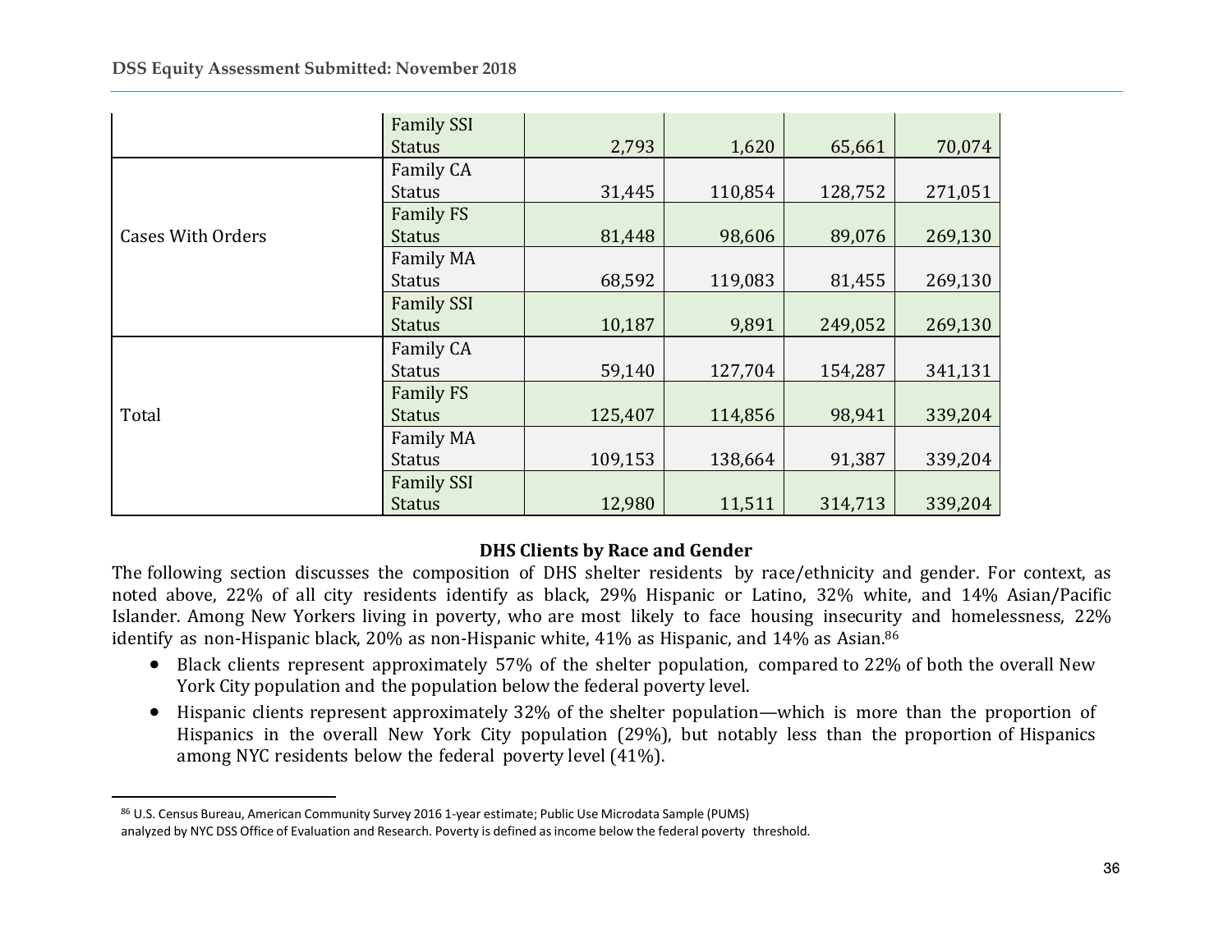| | | | | | |
|---|---|---|---|---|---|
| | Family SSI Status | 2,793 | 1,620 | 65,661 | 70,074 |
| Cases With Orders | Family CA Status | 31,445 | 110,854 | 128,752 | 271,051 |
| | Family FS Status | 81,448 | 98,606 | 89,076 | 269,130 |
| | Family MA Status | 68,592 | 119,083 | 81,455 | 269,130 |
| | Family SSI Status | 10,187 | 9,891 | 249,052 | 269,130 |
| Total | Family CA Status | 59,140 | 127,704 | 154,287 | 341,131 |
| | Family FS Status | 125,407 | 114,856 | 98,941 | 339,204 |
| | Family MA Status | 109,153 | 138,664 | 91,387 | 339,204 |
| | Family SSI Status | 12,980 | 11,511 | 314,713 | 339,204 |

**DHS Clients by Race and Gender**

The following section discusses the composition of DHS shelter residents by race/ethnicity and gender. For context, as noted above, 22% of all city residents identify as black, 29% Hispanic or Latino, 32% white, and 14% Asian/Pacific Islander. Among New Yorkers living in poverty, who are most likely to face housing insecurity and homelessness, 22% identify as non-Hispanic black, 20% as non-Hispanic white, 41% as Hispanic, and 14% as Asian.[86]

- Black clients represent approximately 57% of the shelter population, compared to 22% of both the overall New York City population and the population below the federal poverty level.
- Hispanic clients represent approximately 32% of the shelter population—which is more than the proportion of Hispanics in the overall New York City population (29%), but notably less than the proportion of Hispanics among NYC residents below the federal poverty level (41%).

[86] U.S. Census Bureau, American Community Survey 2016 1-year estimate; Public Use Microdata Sample (PUMS) analyzed by NYC DSS Office of Evaluation and Research. Poverty is defined as income below the federal poverty threshold.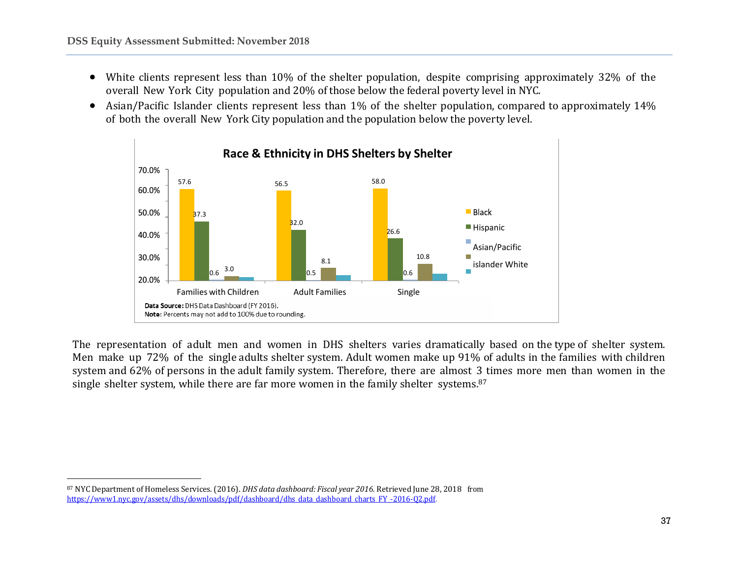- White clients represent less than 10% of the shelter population, despite comprising approximately 32% of the overall New York City population and 20% of those below the federal poverty level in NYC.
- Asian/Pacific Islander clients represent less than 1% of the shelter population, compared to approximately 14% of both the overall New York City population and the population below the poverty level.

**Race & Ethnicity in DHS Shelters by Shelter**

| | Black | Hispanic | Asian/Pacific islander | White |
|---|---|---|---|---|
| Families with Children | 57.6 | 37.3 | 0.6 | 3.0 |
| Adult Families | 56.5 | 32.0 | 0.5 | 8.1 |
| Single | 58.0 | 26.6 | 0.6 | 10.8 |

**Data Source:** DHS Data Dashboard (FY 2016).
**Note:** Percents may not add to 100% due to rounding.

The representation of adult men and women in DHS shelters varies dramatically based on the type of shelter system. Men make up 72% of the single adults shelter system. Adult women make up 91% of adults in the families with children system and 62% of persons in the adult family system. Therefore, there are almost 3 times more men than women in the single shelter system, while there are far more women in the family shelter systems.[87]

[87] NYC Department of Homeless Services. (2016). *DHS data dashboard: Fiscal year 2016.* Retrieved June 28, 2018 from https://www1.nyc.gov/assets/dhs/downloads/pdf/dashboard/dhs_data_dashboard_charts_FY_-2016-Q2.pdf.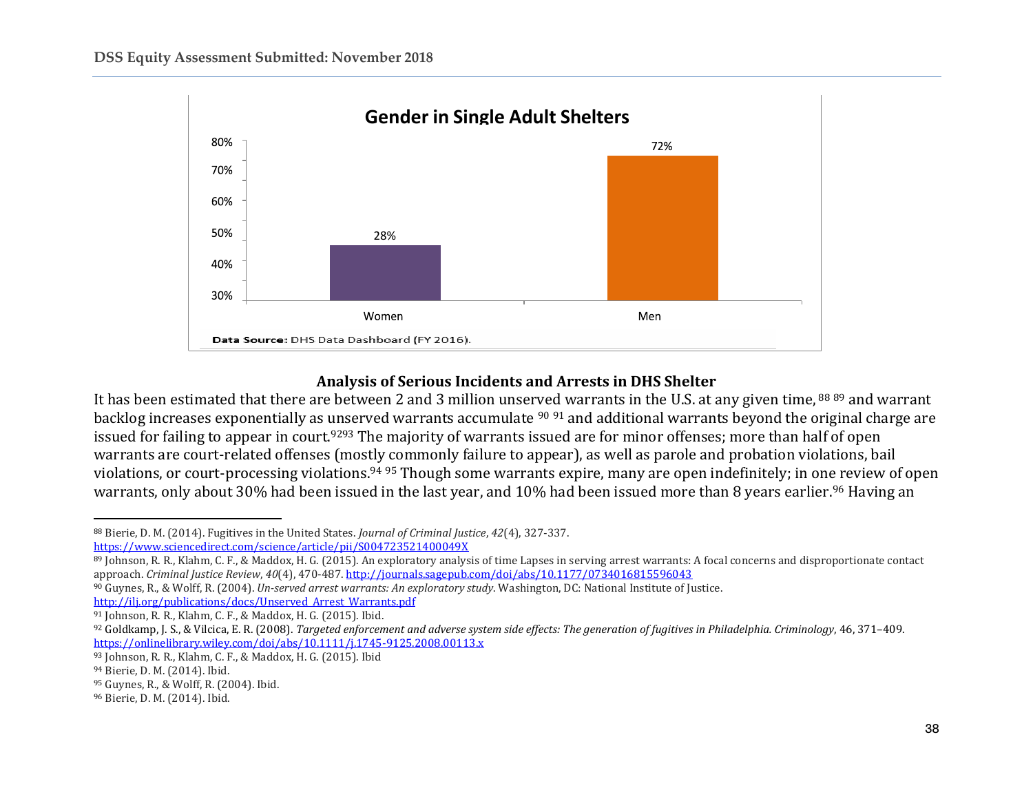**Gender in Single Adult Shelters**

| | Women | Men |
|---|---|---|
| Percentage | 28% | 72% |

**Data Source:** DHS Data Dashboard (FY 2016).

### Analysis of Serious Incidents and Arrests in DHS Shelter

It has been estimated that there are between 2 and 3 million unserved warrants in the U.S. at any given time,[88] [89] and warrant backlog increases exponentially as unserved warrants accumulate [90] [91] and additional warrants beyond the original charge are issued for failing to appear in court.[92][93] The majority of warrants issued are for minor offenses; more than half of open warrants are court-related offenses (mostly commonly failure to appear), as well as parole and probation violations, bail violations, or court-processing violations.[94] [95] Though some warrants expire, many are open indefinitely; in one review of open warrants, only about 30% had been issued in the last year, and 10% had been issued more than 8 years earlier.[96] Having an

---

[88] Bierie, D. M. (2014). Fugitives in the United States. *Journal of Criminal Justice*, *42*(4), 327-337. https://www.sciencedirect.com/science/article/pii/S004723521400049X

[89] Johnson, R. R., Klahm, C. F., & Maddox, H. G. (2015). An exploratory analysis of time Lapses in serving arrest warrants: A focal concerns and disproportionate contact approach. *Criminal Justice Review*, *40*(4), 470-487. http://journals.sagepub.com/doi/abs/10.1177/0734016815596043

[90] Guynes, R., & Wolff, R. (2004). *Un-served arrest warrants: An exploratory study*. Washington, DC: National Institute of Justice. http://ilj.org/publications/docs/Unserved_Arrest_Warrants.pdf

[91] Johnson, R. R., Klahm, C. F., & Maddox, H. G. (2015). Ibid.

[92] Goldkamp, J. S., & Vilcica, E. R. (2008). *Targeted enforcement and adverse system side effects: The generation of fugitives in Philadelphia. Criminology*, 46, 371–409. https://onlinelibrary.wiley.com/doi/abs/10.1111/j.1745-9125.2008.00113.x

[93] Johnson, R. R., Klahm, C. F., & Maddox, H. G. (2015). Ibid

[94] Bierie, D. M. (2014). Ibid.

[95] Guynes, R., & Wolff, R. (2004). Ibid.

[96] Bierie, D. M. (2014). Ibid.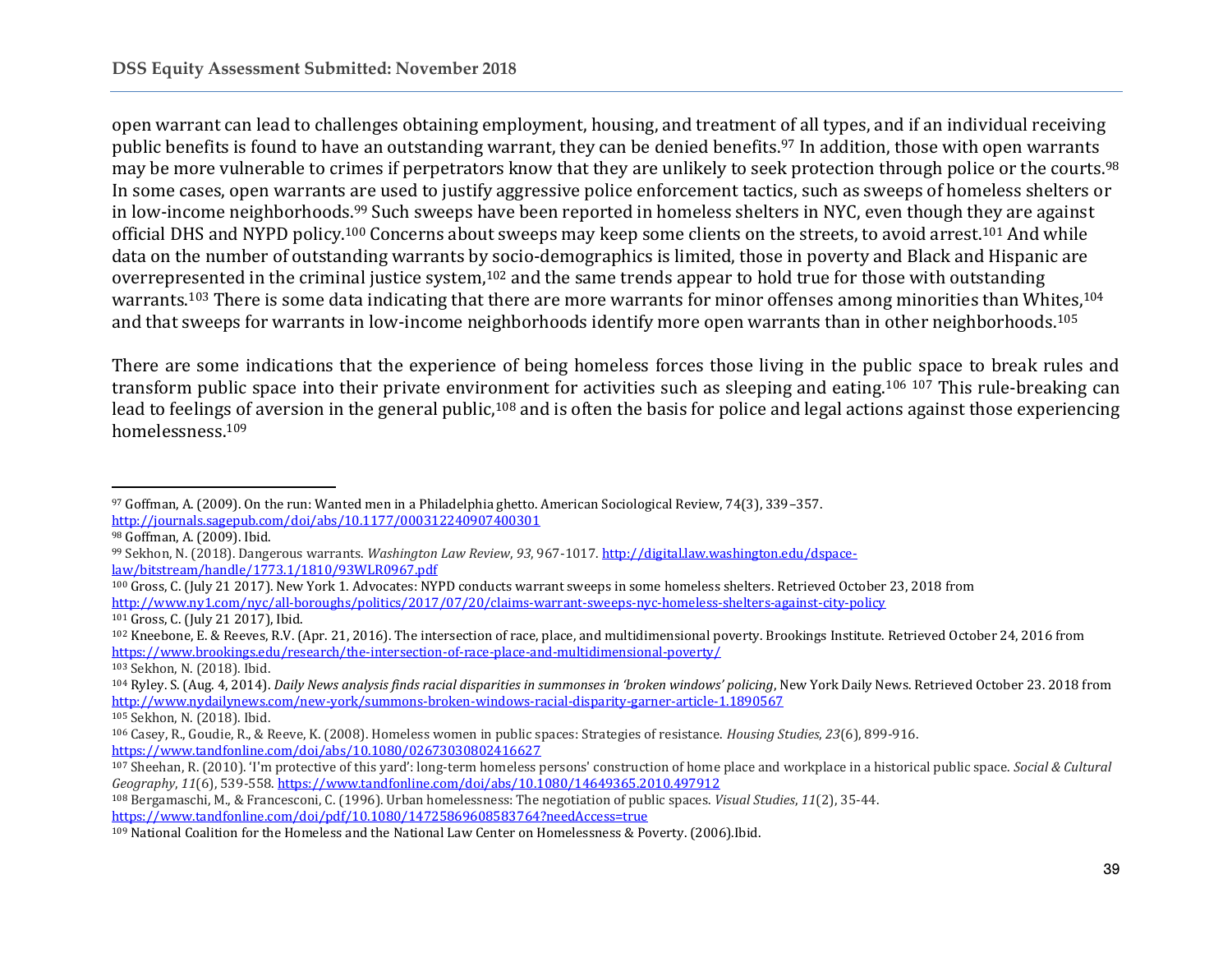open warrant can lead to challenges obtaining employment, housing, and treatment of all types, and if an individual receiving public benefits is found to have an outstanding warrant, they can be denied benefits.[97] In addition, those with open warrants may be more vulnerable to crimes if perpetrators know that they are unlikely to seek protection through police or the courts.[98] In some cases, open warrants are used to justify aggressive police enforcement tactics, such as sweeps of homeless shelters or in low-income neighborhoods.[99] Such sweeps have been reported in homeless shelters in NYC, even though they are against official DHS and NYPD policy.[100] Concerns about sweeps may keep some clients on the streets, to avoid arrest.[101] And while data on the number of outstanding warrants by socio-demographics is limited, those in poverty and Black and Hispanic are overrepresented in the criminal justice system,[102] and the same trends appear to hold true for those with outstanding warrants.[103] There is some data indicating that there are more warrants for minor offenses among minorities than Whites,[104] and that sweeps for warrants in low-income neighborhoods identify more open warrants than in other neighborhoods.[105]

There are some indications that the experience of being homeless forces those living in the public space to break rules and transform public space into their private environment for activities such as sleeping and eating.[106] [107] This rule-breaking can lead to feelings of aversion in the general public,[108] and is often the basis for police and legal actions against those experiencing homelessness.[109]

---

[97] Goffman, A. (2009). On the run: Wanted men in a Philadelphia ghetto. American Sociological Review, 74(3), 339–357. http://journals.sagepub.com/doi/abs/10.1177/000312240907400301

[98] Goffman, A. (2009). Ibid.

[99] Sekhon, N. (2018). Dangerous warrants. *Washington Law Review*, *93*, 967-1017. http://digital.law.washington.edu/dspace-law/bitstream/handle/1773.1/1810/93WLR0967.pdf

[100] Gross, C. (July 21 2017). New York 1. Advocates: NYPD conducts warrant sweeps in some homeless shelters. Retrieved October 23, 2018 from http://www.ny1.com/nyc/all-boroughs/politics/2017/07/20/claims-warrant-sweeps-nyc-homeless-shelters-against-city-policy

[101] Gross, C. (July 21 2017), Ibid.

[102] Kneebone, E. & Reeves, R.V. (Apr. 21, 2016). The intersection of race, place, and multidimensional poverty. Brookings Institute. Retrieved October 24, 2016 from https://www.brookings.edu/research/the-intersection-of-race-place-and-multidimensional-poverty/

[103] Sekhon, N. (2018). Ibid.

[104] Ryley. S. (Aug. 4, 2014). *Daily News analysis finds racial disparities in summonses in 'broken windows' policing*, New York Daily News. Retrieved October 23. 2018 from http://www.nydailynews.com/new-york/summons-broken-windows-racial-disparity-garner-article-1.1890567

[105] Sekhon, N. (2018). Ibid.

[106] Casey, R., Goudie, R., & Reeve, K. (2008). Homeless women in public spaces: Strategies of resistance. *Housing Studies*, *23*(6), 899-916. https://www.tandfonline.com/doi/abs/10.1080/02673030802416627

[107] Sheehan, R. (2010). 'I'm protective of this yard': long-term homeless persons' construction of home place and workplace in a historical public space. *Social & Cultural Geography*, *11*(6), 539-558. https://www.tandfonline.com/doi/abs/10.1080/14649365.2010.497912

[108] Bergamaschi, M., & Francesconi, C. (1996). Urban homelessness: The negotiation of public spaces. *Visual Studies*, *11*(2), 35-44. https://www.tandfonline.com/doi/pdf/10.1080/14725869608583764?needAccess=true

[109] National Coalition for the Homeless and the National Law Center on Homelessness & Poverty. (2006).Ibid.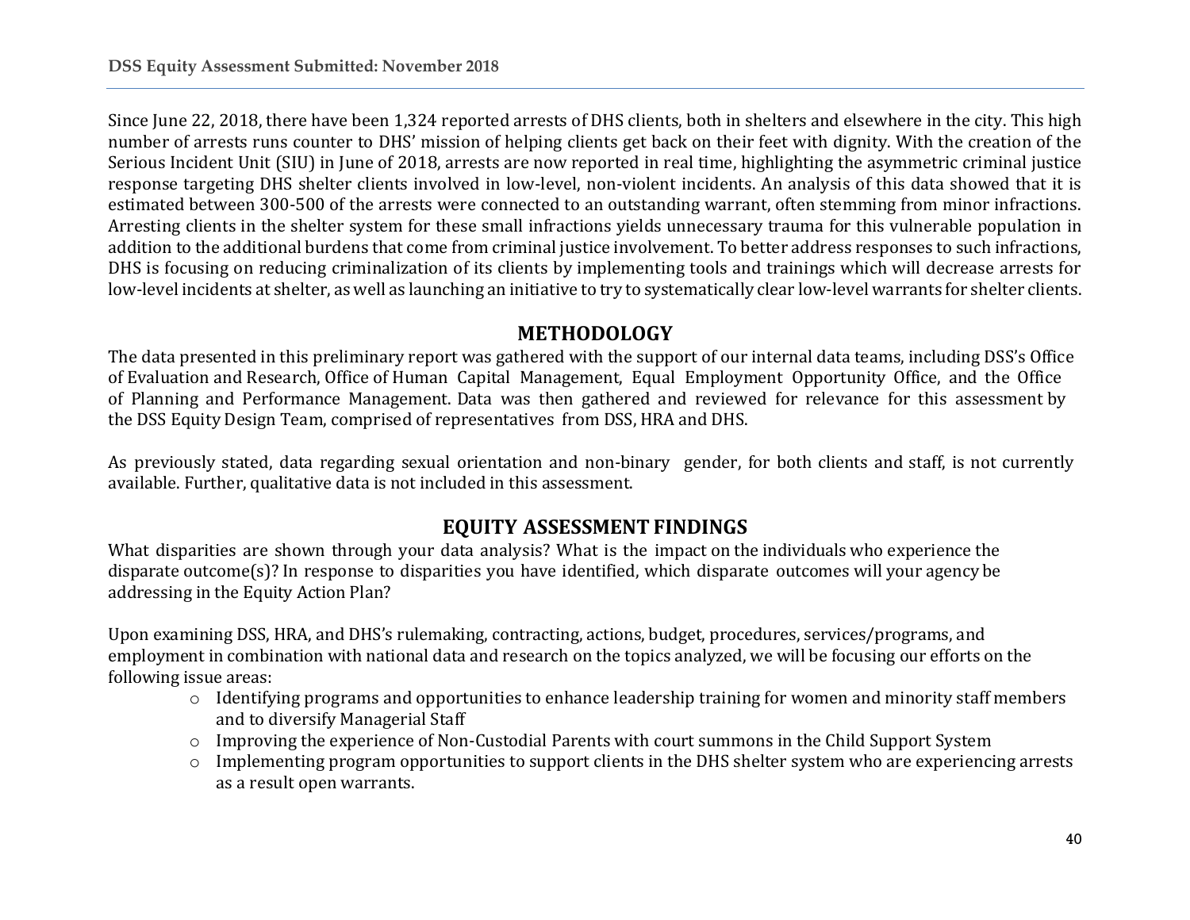Since June 22, 2018, there have been 1,324 reported arrests of DHS clients, both in shelters and elsewhere in the city. This high number of arrests runs counter to DHS' mission of helping clients get back on their feet with dignity. With the creation of the Serious Incident Unit (SIU) in June of 2018, arrests are now reported in real time, highlighting the asymmetric criminal justice response targeting DHS shelter clients involved in low-level, non-violent incidents. An analysis of this data showed that it is estimated between 300-500 of the arrests were connected to an outstanding warrant, often stemming from minor infractions. Arresting clients in the shelter system for these small infractions yields unnecessary trauma for this vulnerable population in addition to the additional burdens that come from criminal justice involvement. To better address responses to such infractions, DHS is focusing on reducing criminalization of its clients by implementing tools and trainings which will decrease arrests for low-level incidents at shelter, as well as launching an initiative to try to systematically clear low-level warrants for shelter clients.

## METHODOLOGY

The data presented in this preliminary report was gathered with the support of our internal data teams, including DSS's Office of Evaluation and Research, Office of Human Capital Management, Equal Employment Opportunity Office, and the Office of Planning and Performance Management. Data was then gathered and reviewed for relevance for this assessment by the DSS Equity Design Team, comprised of representatives from DSS, HRA and DHS.

As previously stated, data regarding sexual orientation and non-binary gender, for both clients and staff, is not currently available. Further, qualitative data is not included in this assessment.

## EQUITY ASSESSMENT FINDINGS

What disparities are shown through your data analysis? What is the impact on the individuals who experience the disparate outcome(s)? In response to disparities you have identified, which disparate outcomes will your agency be addressing in the Equity Action Plan?

Upon examining DSS, HRA, and DHS's rulemaking, contracting, actions, budget, procedures, services/programs, and employment in combination with national data and research on the topics analyzed, we will be focusing our efforts on the following issue areas:

- Identifying programs and opportunities to enhance leadership training for women and minority staff members and to diversify Managerial Staff
- Improving the experience of Non-Custodial Parents with court summons in the Child Support System
- Implementing program opportunities to support clients in the DHS shelter system who are experiencing arrests as a result open warrants.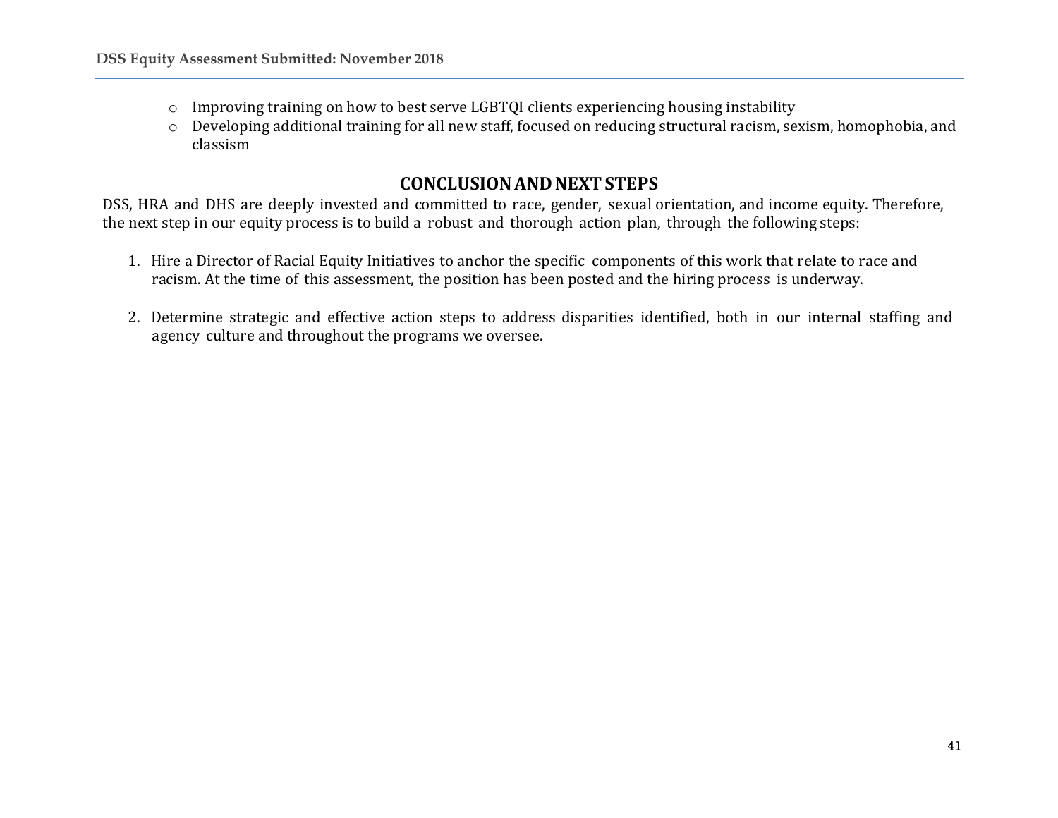- Improving training on how to best serve LGBTQI clients experiencing housing instability
- Developing additional training for all new staff, focused on reducing structural racism, sexism, homophobia, and classism

## CONCLUSION AND NEXT STEPS

DSS, HRA and DHS are deeply invested and committed to race, gender, sexual orientation, and income equity. Therefore, the next step in our equity process is to build a robust and thorough action plan, through the following steps:

1. Hire a Director of Racial Equity Initiatives to anchor the specific components of this work that relate to race and racism. At the time of this assessment, the position has been posted and the hiring process is underway.

2. Determine strategic and effective action steps to address disparities identified, both in our internal staffing and agency culture and throughout the programs we oversee.